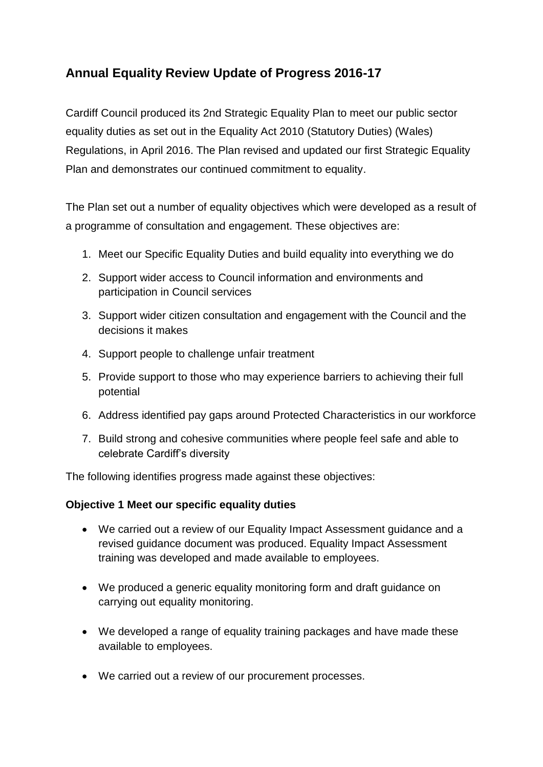# Annual Equality Review Update of Progress 2016-17

Cardiff Council produced its 2nd Strategic Equality Plan to meet our public sector equality duties as set out in the Equality Act 2010 (Statutory Duties) (Wales) Regulations, in April 2016. The Plan revised and updated our first Strategic Equality Plan and demonstrates our continued commitment to equality.

The Plan set out a number of equality objectives which were developed as a result of a programme of consultation and engagement. These objectives are:

1. Meet our Specific Equality Duties and build equality into everything we do
2. Support wider access to Council information and environments and participation in Council services
3. Support wider citizen consultation and engagement with the Council and the decisions it makes
4. Support people to challenge unfair treatment
5. Provide support to those who may experience barriers to achieving their full potential
6. Address identified pay gaps around Protected Characteristics in our workforce
7. Build strong and cohesive communities where people feel safe and able to celebrate Cardiff's diversity

The following identifies progress made against these objectives:

**Objective 1 Meet our specific equality duties**

- We carried out a review of our Equality Impact Assessment guidance and a revised guidance document was produced. Equality Impact Assessment training was developed and made available to employees.
- We produced a generic equality monitoring form and draft guidance on carrying out equality monitoring.
- We developed a range of equality training packages and have made these available to employees.
- We carried out a review of our procurement processes.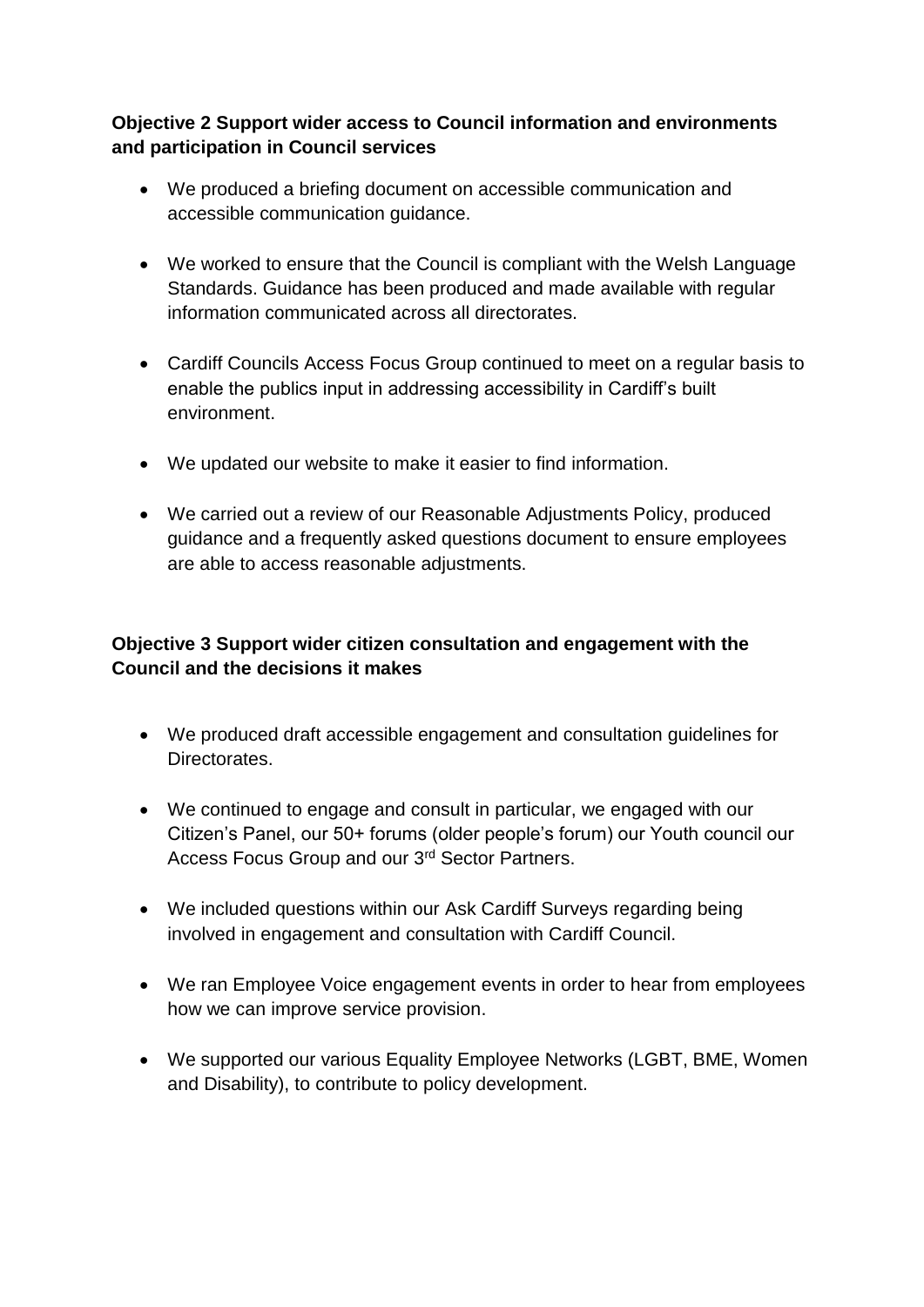**Objective 2 Support wider access to Council information and environments and participation in Council services**

- We produced a briefing document on accessible communication and accessible communication guidance.
- We worked to ensure that the Council is compliant with the Welsh Language Standards. Guidance has been produced and made available with regular information communicated across all directorates.
- Cardiff Councils Access Focus Group continued to meet on a regular basis to enable the publics input in addressing accessibility in Cardiff's built environment.
- We updated our website to make it easier to find information.
- We carried out a review of our Reasonable Adjustments Policy, produced guidance and a frequently asked questions document to ensure employees are able to access reasonable adjustments.

**Objective 3 Support wider citizen consultation and engagement with the Council and the decisions it makes**

- We produced draft accessible engagement and consultation guidelines for Directorates.
- We continued to engage and consult in particular, we engaged with our Citizen's Panel, our 50+ forums (older people's forum) our Youth council our Access Focus Group and our 3rd Sector Partners.
- We included questions within our Ask Cardiff Surveys regarding being involved in engagement and consultation with Cardiff Council.
- We ran Employee Voice engagement events in order to hear from employees how we can improve service provision.
- We supported our various Equality Employee Networks (LGBT, BME, Women and Disability), to contribute to policy development.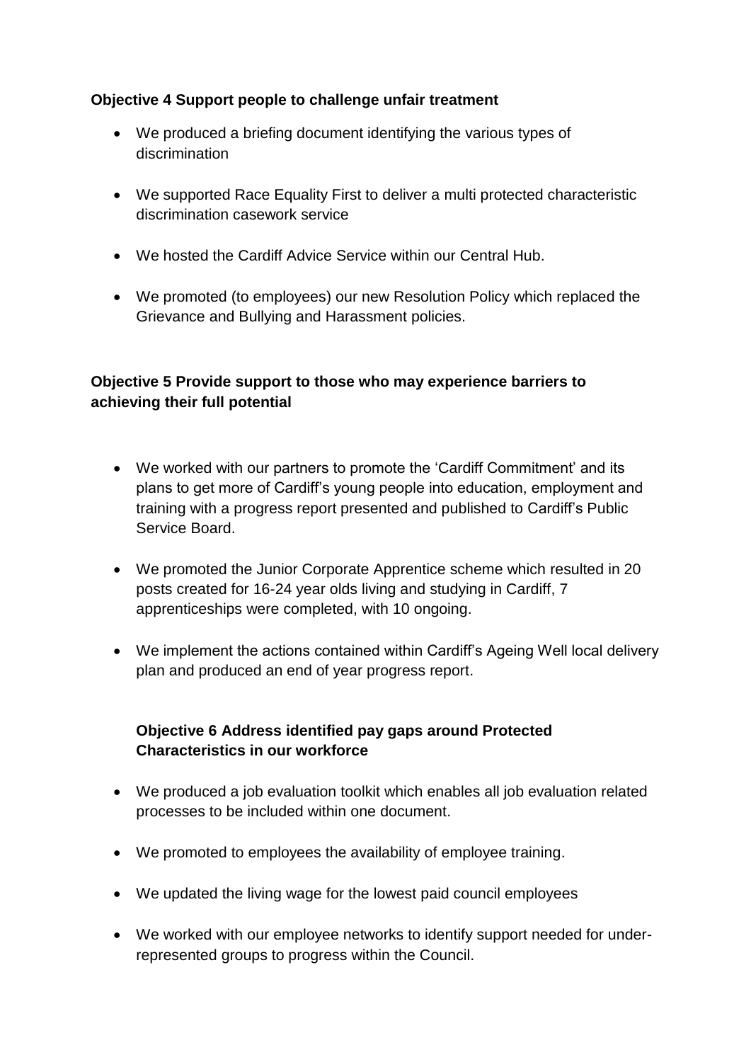**Objective 4 Support people to challenge unfair treatment**

- We produced a briefing document identifying the various types of discrimination
- We supported Race Equality First to deliver a multi protected characteristic discrimination casework service
- We hosted the Cardiff Advice Service within our Central Hub.
- We promoted (to employees) our new Resolution Policy which replaced the Grievance and Bullying and Harassment policies.

**Objective 5 Provide support to those who may experience barriers to achieving their full potential**

- We worked with our partners to promote the 'Cardiff Commitment' and its plans to get more of Cardiff's young people into education, employment and training with a progress report presented and published to Cardiff's Public Service Board.
- We promoted the Junior Corporate Apprentice scheme which resulted in 20 posts created for 16-24 year olds living and studying in Cardiff, 7 apprenticeships were completed, with 10 ongoing.
- We implement the actions contained within Cardiff's Ageing Well local delivery plan and produced an end of year progress report.

**Objective 6 Address identified pay gaps around Protected Characteristics in our workforce**

- We produced a job evaluation toolkit which enables all job evaluation related processes to be included within one document.
- We promoted to employees the availability of employee training.
- We updated the living wage for the lowest paid council employees
- We worked with our employee networks to identify support needed for under-represented groups to progress within the Council.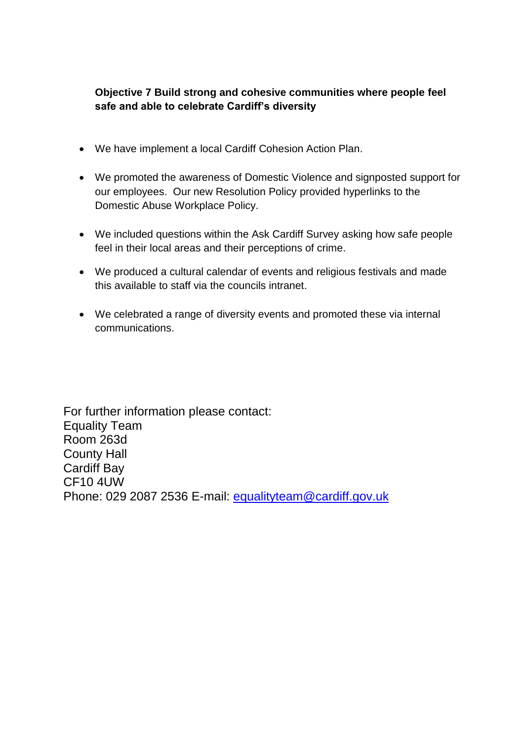**Objective 7 Build strong and cohesive communities where people feel safe and able to celebrate Cardiff's diversity**

- We have implement a local Cardiff Cohesion Action Plan.
- We promoted the awareness of Domestic Violence and signposted support for our employees. Our new Resolution Policy provided hyperlinks to the Domestic Abuse Workplace Policy.
- We included questions within the Ask Cardiff Survey asking how safe people feel in their local areas and their perceptions of crime.
- We produced a cultural calendar of events and religious festivals and made this available to staff via the councils intranet.
- We celebrated a range of diversity events and promoted these via internal communications.

For further information please contact:
Equality Team
Room 263d
County Hall
Cardiff Bay
CF10 4UW
Phone: 029 2087 2536 E-mail: equalityteam@cardiff.gov.uk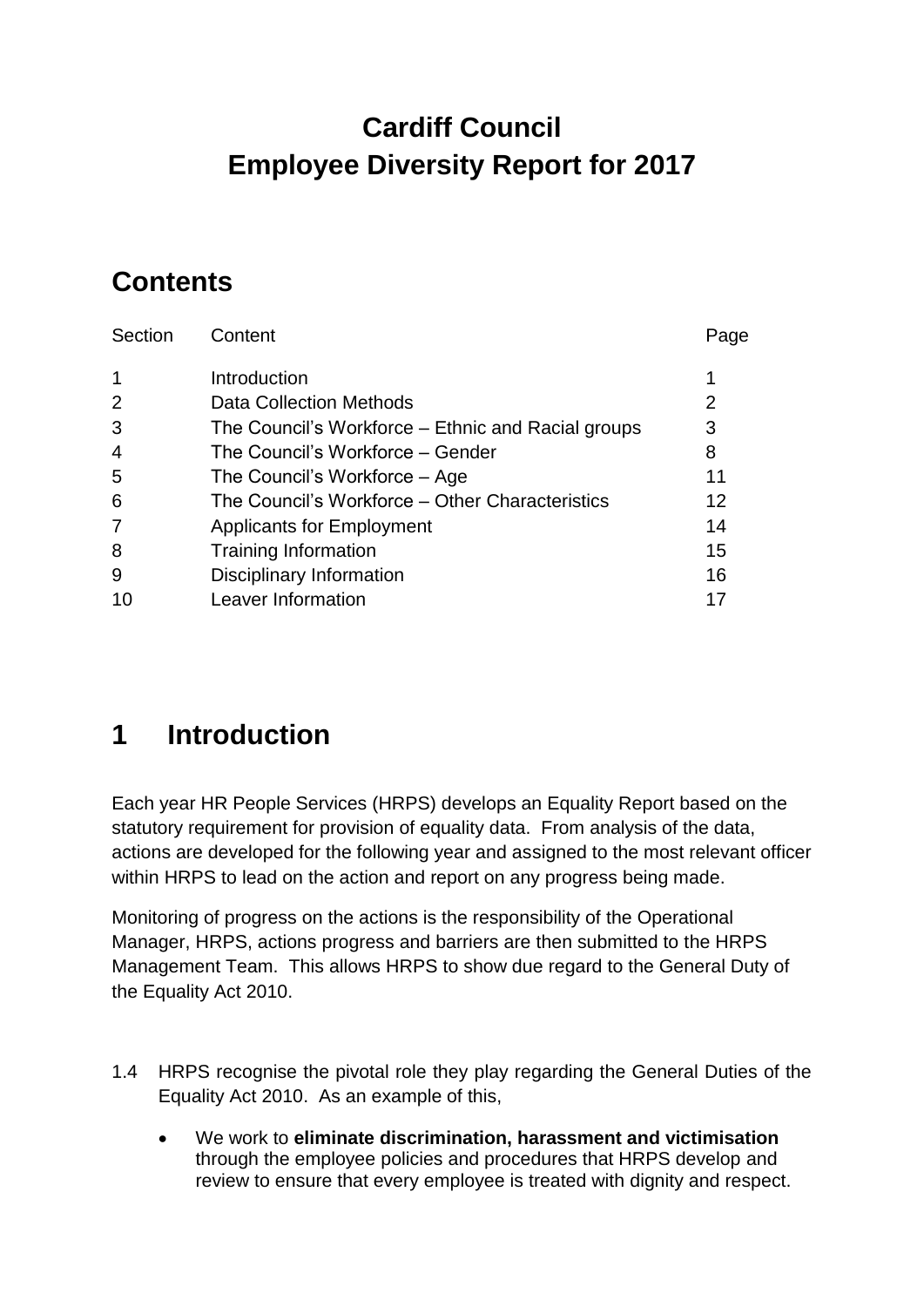# Cardiff Council
# Employee Diversity Report for 2017

## Contents

| Section | Content | Page |
|---|---|---|
| 1 | Introduction | 1 |
| 2 | Data Collection Methods | 2 |
| 3 | The Council's Workforce – Ethnic and Racial groups | 3 |
| 4 | The Council's Workforce – Gender | 8 |
| 5 | The Council's Workforce – Age | 11 |
| 6 | The Council's Workforce – Other Characteristics | 12 |
| 7 | Applicants for Employment | 14 |
| 8 | Training Information | 15 |
| 9 | Disciplinary Information | 16 |
| 10 | Leaver Information | 17 |

## 1 Introduction

Each year HR People Services (HRPS) develops an Equality Report based on the statutory requirement for provision of equality data. From analysis of the data, actions are developed for the following year and assigned to the most relevant officer within HRPS to lead on the action and report on any progress being made.

Monitoring of progress on the actions is the responsibility of the Operational Manager, HRPS, actions progress and barriers are then submitted to the HRPS Management Team. This allows HRPS to show due regard to the General Duty of the Equality Act 2010.

1.4 HRPS recognise the pivotal role they play regarding the General Duties of the Equality Act 2010. As an example of this,

- We work to **eliminate discrimination, harassment and victimisation** through the employee policies and procedures that HRPS develop and review to ensure that every employee is treated with dignity and respect.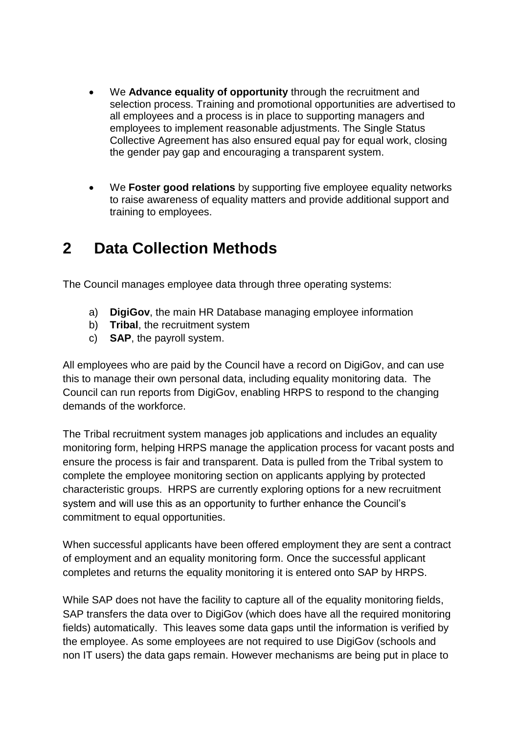- We **Advance equality of opportunity** through the recruitment and selection process. Training and promotional opportunities are advertised to all employees and a process is in place to supporting managers and employees to implement reasonable adjustments. The Single Status Collective Agreement has also ensured equal pay for equal work, closing the gender pay gap and encouraging a transparent system.

- We **Foster good relations** by supporting five employee equality networks to raise awareness of equality matters and provide additional support and training to employees.

## 2 Data Collection Methods

The Council manages employee data through three operating systems:

a) **DigiGov**, the main HR Database managing employee information
b) **Tribal**, the recruitment system
c) **SAP**, the payroll system.

All employees who are paid by the Council have a record on DigiGov, and can use this to manage their own personal data, including equality monitoring data. The Council can run reports from DigiGov, enabling HRPS to respond to the changing demands of the workforce.

The Tribal recruitment system manages job applications and includes an equality monitoring form, helping HRPS manage the application process for vacant posts and ensure the process is fair and transparent. Data is pulled from the Tribal system to complete the employee monitoring section on applicants applying by protected characteristic groups. HRPS are currently exploring options for a new recruitment system and will use this as an opportunity to further enhance the Council's commitment to equal opportunities.

When successful applicants have been offered employment they are sent a contract of employment and an equality monitoring form. Once the successful applicant completes and returns the equality monitoring it is entered onto SAP by HRPS.

While SAP does not have the facility to capture all of the equality monitoring fields, SAP transfers the data over to DigiGov (which does have all the required monitoring fields) automatically. This leaves some data gaps until the information is verified by the employee. As some employees are not required to use DigiGov (schools and non IT users) the data gaps remain. However mechanisms are being put in place to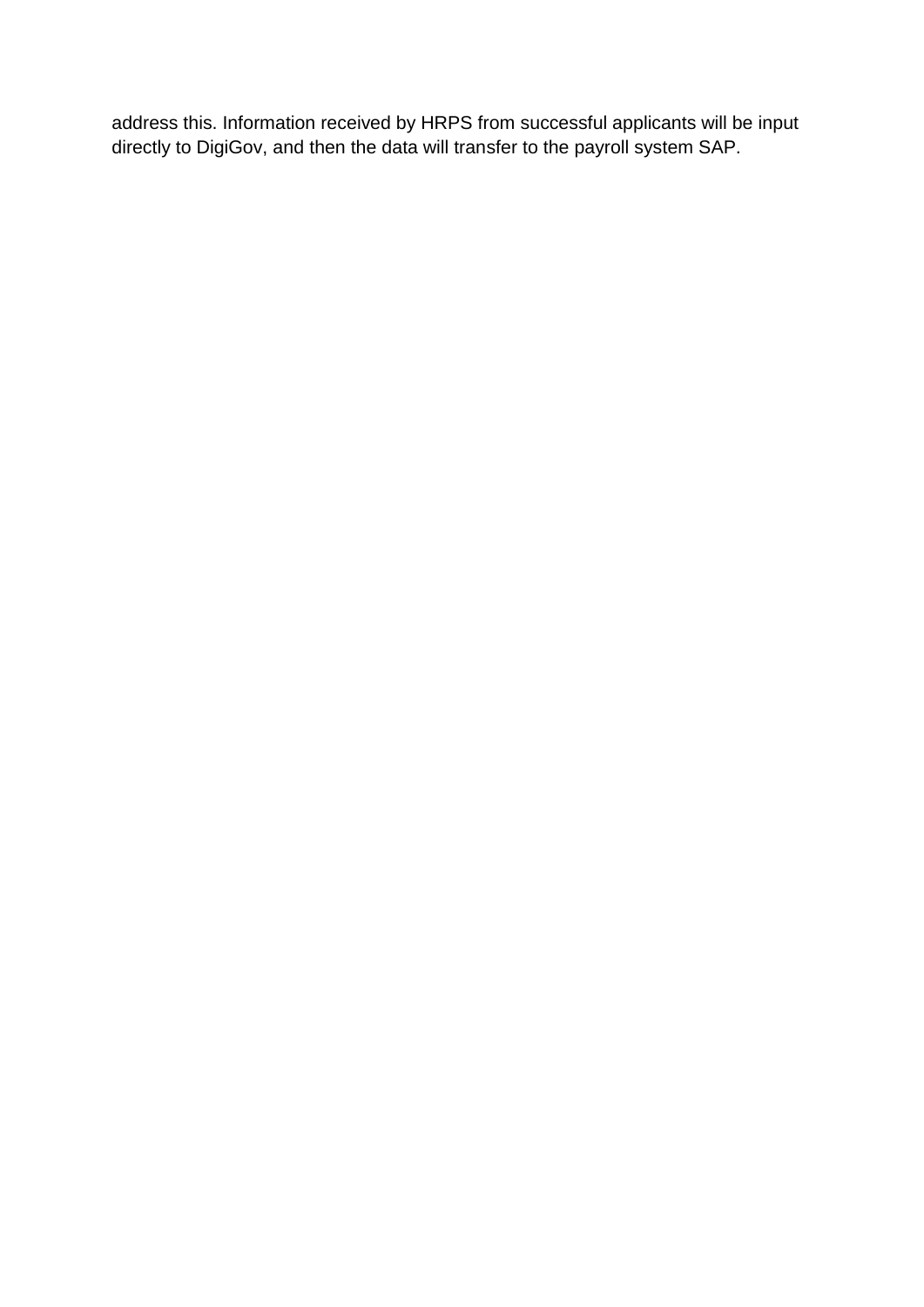address this. Information received by HRPS from successful applicants will be input directly to DigiGov, and then the data will transfer to the payroll system SAP.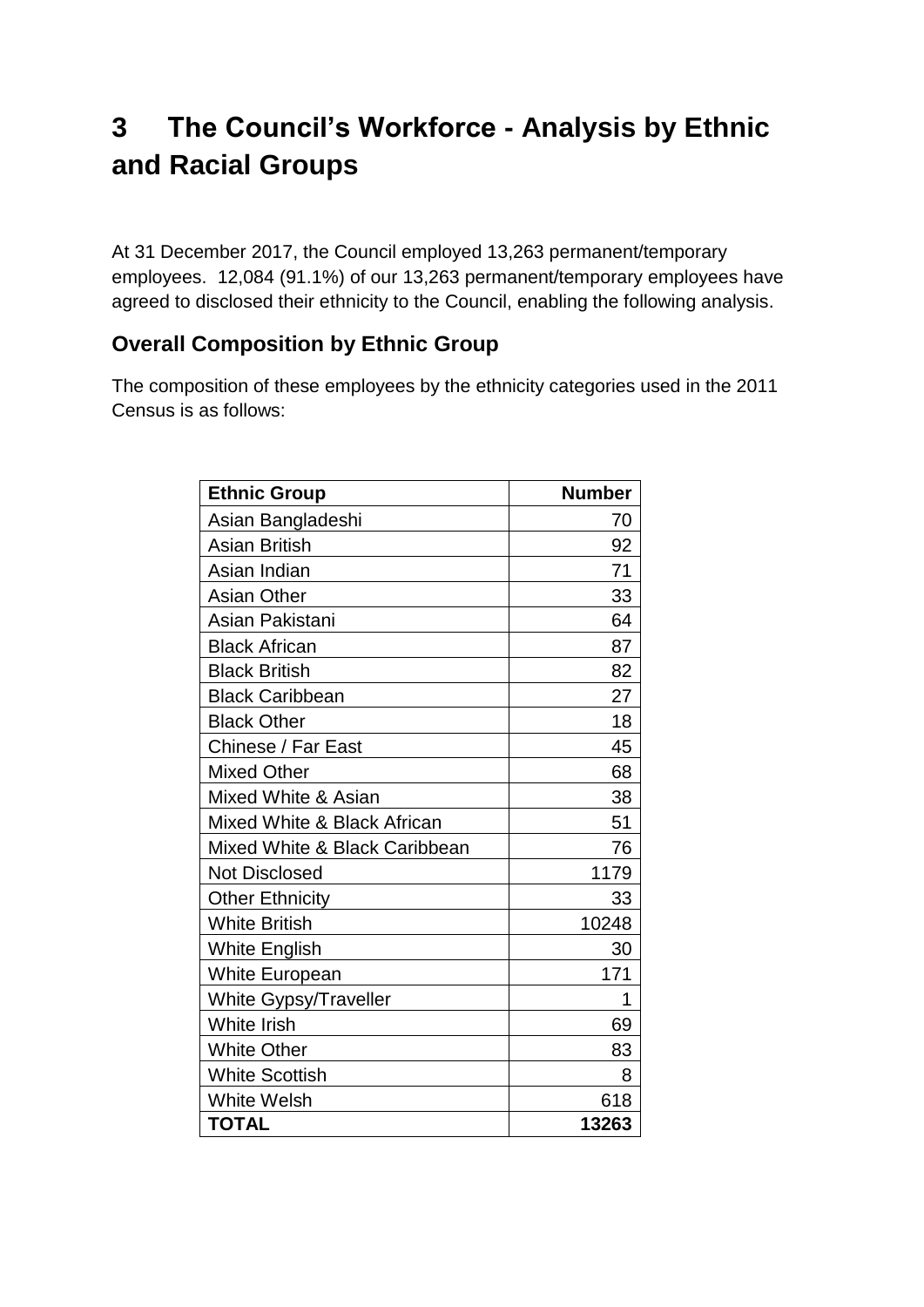# 3 The Council's Workforce - Analysis by Ethnic and Racial Groups

At 31 December 2017, the Council employed 13,263 permanent/temporary employees. 12,084 (91.1%) of our 13,263 permanent/temporary employees have agreed to disclosed their ethnicity to the Council, enabling the following analysis.

## Overall Composition by Ethnic Group

The composition of these employees by the ethnicity categories used in the 2011 Census is as follows:

| Ethnic Group | Number |
|---|---:|
| Asian Bangladeshi | 70 |
| Asian British | 92 |
| Asian Indian | 71 |
| Asian Other | 33 |
| Asian Pakistani | 64 |
| Black African | 87 |
| Black British | 82 |
| Black Caribbean | 27 |
| Black Other | 18 |
| Chinese / Far East | 45 |
| Mixed Other | 68 |
| Mixed White & Asian | 38 |
| Mixed White & Black African | 51 |
| Mixed White & Black Caribbean | 76 |
| Not Disclosed | 1179 |
| Other Ethnicity | 33 |
| White British | 10248 |
| White English | 30 |
| White European | 171 |
| White Gypsy/Traveller | 1 |
| White Irish | 69 |
| White Other | 83 |
| White Scottish | 8 |
| White Welsh | 618 |
| **TOTAL** | **13263** |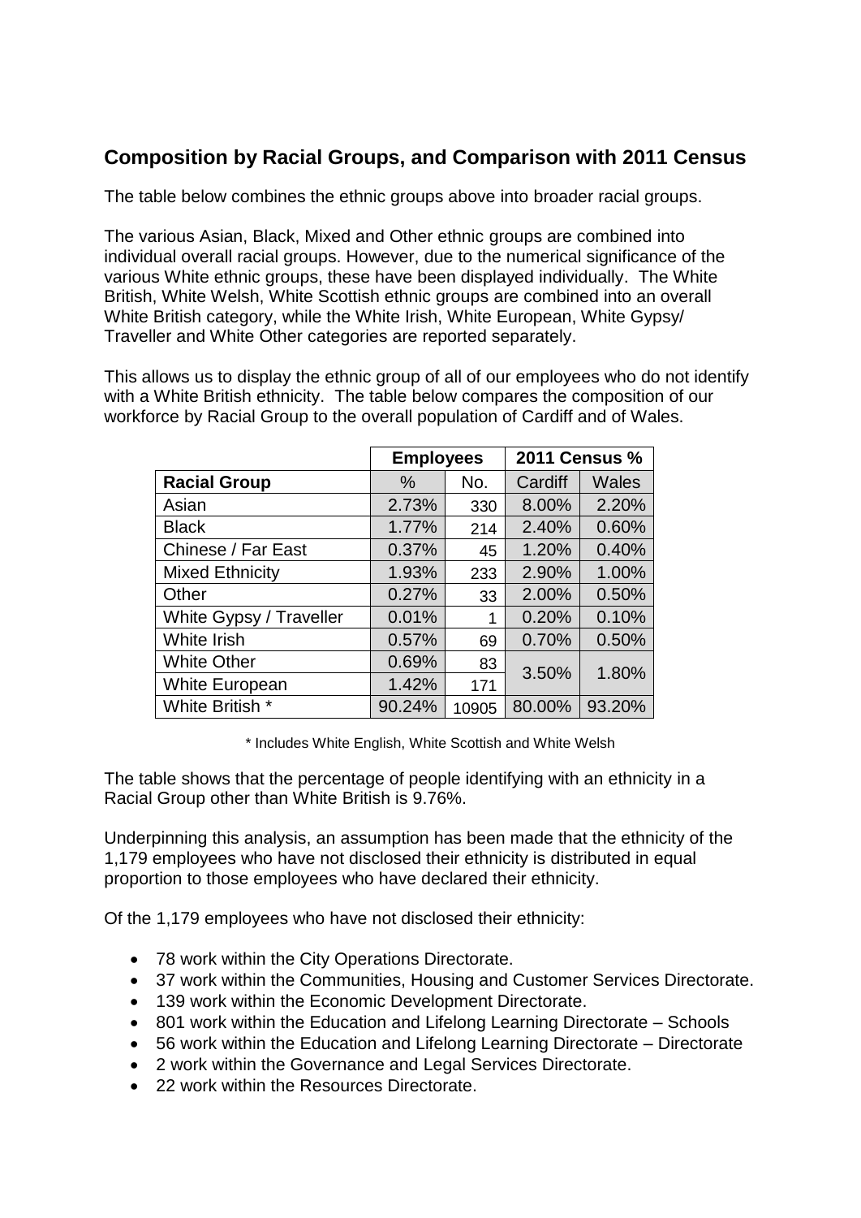## Composition by Racial Groups, and Comparison with 2011 Census

The table below combines the ethnic groups above into broader racial groups.

The various Asian, Black, Mixed and Other ethnic groups are combined into individual overall racial groups. However, due to the numerical significance of the various White ethnic groups, these have been displayed individually. The White British, White Welsh, White Scottish ethnic groups are combined into an overall White British category, while the White Irish, White European, White Gypsy/ Traveller and White Other categories are reported separately.

This allows us to display the ethnic group of all of our employees who do not identify with a White British ethnicity. The table below compares the composition of our workforce by Racial Group to the overall population of Cardiff and of Wales.

| | Employees | | 2011 Census % | |
|---|---|---|---|---|
| **Racial Group** | % | No. | Cardiff | Wales |
| Asian | 2.73% | 330 | 8.00% | 2.20% |
| Black | 1.77% | 214 | 2.40% | 0.60% |
| Chinese / Far East | 0.37% | 45 | 1.20% | 0.40% |
| Mixed Ethnicity | 1.93% | 233 | 2.90% | 1.00% |
| Other | 0.27% | 33 | 2.00% | 0.50% |
| White Gypsy / Traveller | 0.01% | 1 | 0.20% | 0.10% |
| White Irish | 0.57% | 69 | 0.70% | 0.50% |
| White Other | 0.69% | 83 | 3.50% | 1.80% |
| White European | 1.42% | 171 | | |
| White British * | 90.24% | 10905 | 80.00% | 93.20% |

\* Includes White English, White Scottish and White Welsh

The table shows that the percentage of people identifying with an ethnicity in a Racial Group other than White British is 9.76%.

Underpinning this analysis, an assumption has been made that the ethnicity of the 1,179 employees who have not disclosed their ethnicity is distributed in equal proportion to those employees who have declared their ethnicity.

Of the 1,179 employees who have not disclosed their ethnicity:

- 78 work within the City Operations Directorate.
- 37 work within the Communities, Housing and Customer Services Directorate.
- 139 work within the Economic Development Directorate.
- 801 work within the Education and Lifelong Learning Directorate – Schools
- 56 work within the Education and Lifelong Learning Directorate – Directorate
- 2 work within the Governance and Legal Services Directorate.
- 22 work within the Resources Directorate.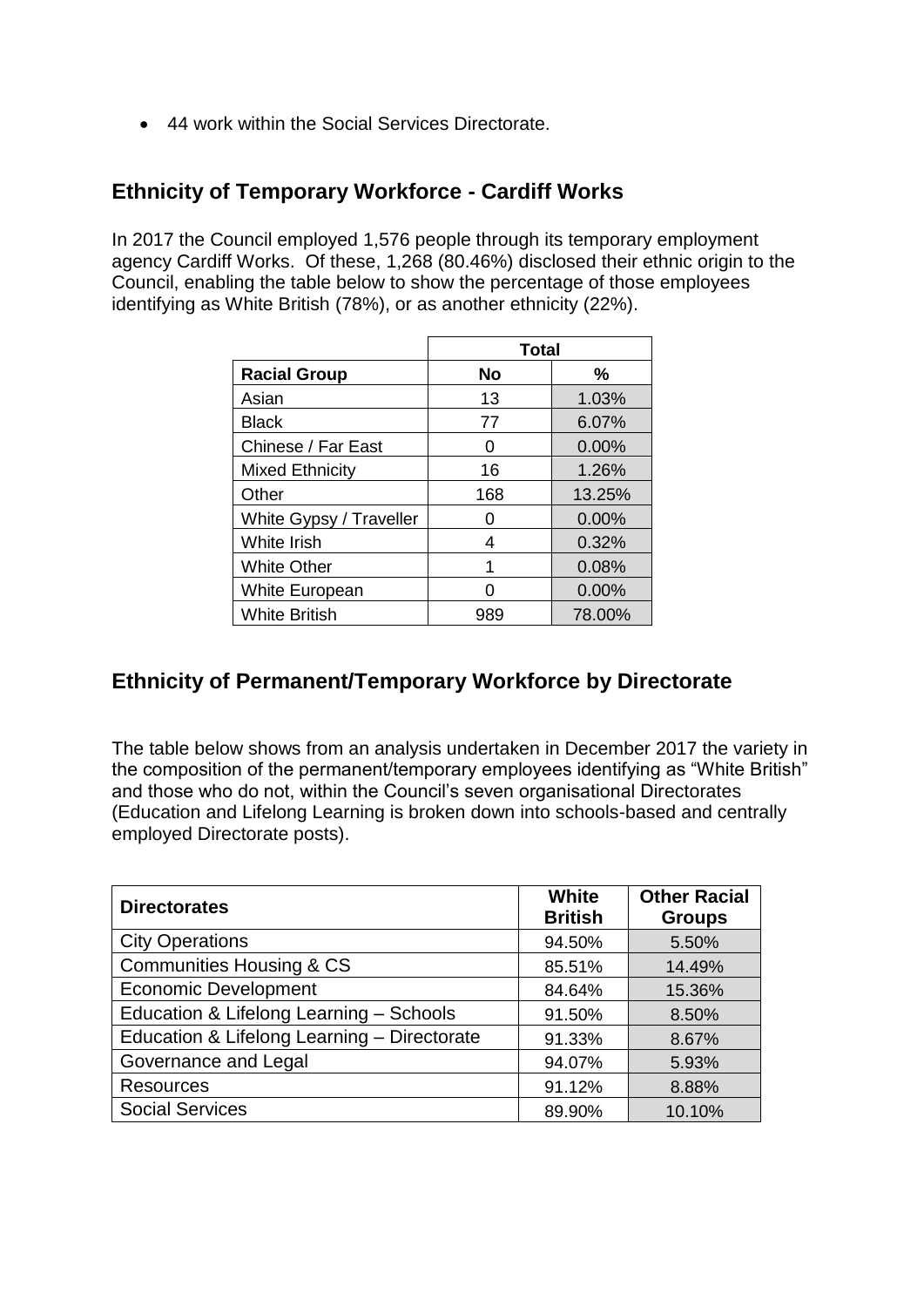- 44 work within the Social Services Directorate.

## Ethnicity of Temporary Workforce - Cardiff Works

In 2017 the Council employed 1,576 people through its temporary employment agency Cardiff Works. Of these, 1,268 (80.46%) disclosed their ethnic origin to the Council, enabling the table below to show the percentage of those employees identifying as White British (78%), or as another ethnicity (22%).

| | Total | |
|---|---|---|
| **Racial Group** | **No** | **%** |
| Asian | 13 | 1.03% |
| Black | 77 | 6.07% |
| Chinese / Far East | 0 | 0.00% |
| Mixed Ethnicity | 16 | 1.26% |
| Other | 168 | 13.25% |
| White Gypsy / Traveller | 0 | 0.00% |
| White Irish | 4 | 0.32% |
| White Other | 1 | 0.08% |
| White European | 0 | 0.00% |
| White British | 989 | 78.00% |

## Ethnicity of Permanent/Temporary Workforce by Directorate

The table below shows from an analysis undertaken in December 2017 the variety in the composition of the permanent/temporary employees identifying as "White British" and those who do not, within the Council's seven organisational Directorates (Education and Lifelong Learning is broken down into schools-based and centrally employed Directorate posts).

| Directorates | White British | Other Racial Groups |
|---|---|---|
| City Operations | 94.50% | 5.50% |
| Communities Housing & CS | 85.51% | 14.49% |
| Economic Development | 84.64% | 15.36% |
| Education & Lifelong Learning – Schools | 91.50% | 8.50% |
| Education & Lifelong Learning – Directorate | 91.33% | 8.67% |
| Governance and Legal | 94.07% | 5.93% |
| Resources | 91.12% | 8.88% |
| Social Services | 89.90% | 10.10% |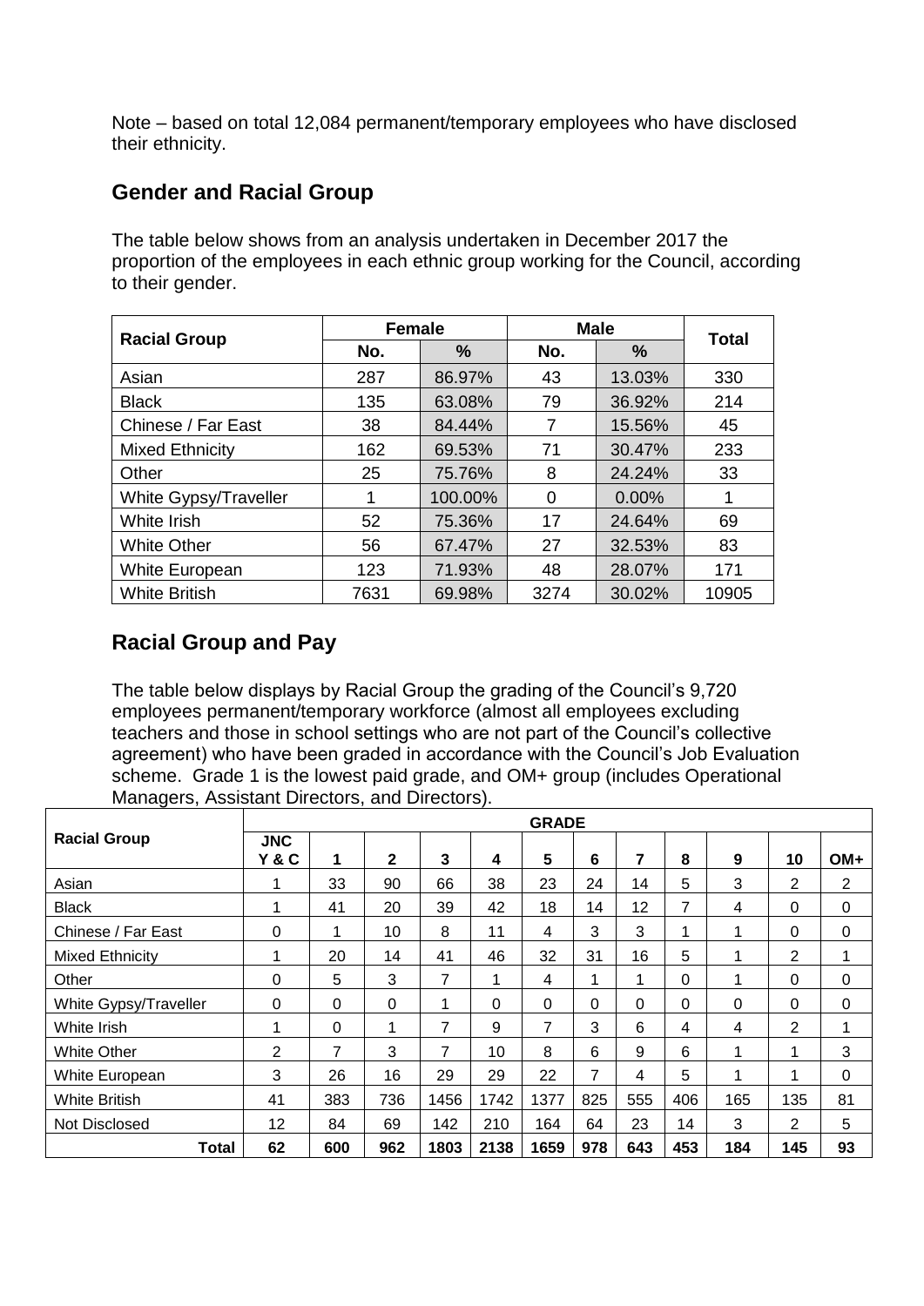Note – based on total 12,084 permanent/temporary employees who have disclosed their ethnicity.

## Gender and Racial Group

The table below shows from an analysis undertaken in December 2017 the proportion of the employees in each ethnic group working for the Council, according to their gender.

| Racial Group | Female | | Male | | Total |
|---|---|---|---|---|---|
| | No. | % | No. | % | |
| Asian | 287 | 86.97% | 43 | 13.03% | 330 |
| Black | 135 | 63.08% | 79 | 36.92% | 214 |
| Chinese / Far East | 38 | 84.44% | 7 | 15.56% | 45 |
| Mixed Ethnicity | 162 | 69.53% | 71 | 30.47% | 233 |
| Other | 25 | 75.76% | 8 | 24.24% | 33 |
| White Gypsy/Traveller | 1 | 100.00% | 0 | 0.00% | 1 |
| White Irish | 52 | 75.36% | 17 | 24.64% | 69 |
| White Other | 56 | 67.47% | 27 | 32.53% | 83 |
| White European | 123 | 71.93% | 48 | 28.07% | 171 |
| White British | 7631 | 69.98% | 3274 | 30.02% | 10905 |

## Racial Group and Pay

The table below displays by Racial Group the grading of the Council's 9,720 employees permanent/temporary workforce (almost all employees excluding teachers and those in school settings who are not part of the Council's collective agreement) who have been graded in accordance with the Council's Job Evaluation scheme. Grade 1 is the lowest paid grade, and OM+ group (includes Operational Managers, Assistant Directors, and Directors).

| Racial Group | GRADE | | | | | | | | | | | |
|---|---|---|---|---|---|---|---|---|---|---|---|---|
| | JNC Y & C | 1 | 2 | 3 | 4 | 5 | 6 | 7 | 8 | 9 | 10 | OM+ |
| Asian | 1 | 33 | 90 | 66 | 38 | 23 | 24 | 14 | 5 | 3 | 2 | 2 |
| Black | 1 | 41 | 20 | 39 | 42 | 18 | 14 | 12 | 7 | 4 | 0 | 0 |
| Chinese / Far East | 0 | 1 | 10 | 8 | 11 | 4 | 3 | 3 | 1 | 1 | 0 | 0 |
| Mixed Ethnicity | 1 | 20 | 14 | 41 | 46 | 32 | 31 | 16 | 5 | 1 | 2 | 1 |
| Other | 0 | 5 | 3 | 7 | 1 | 4 | 1 | 1 | 0 | 1 | 0 | 0 |
| White Gypsy/Traveller | 0 | 0 | 0 | 1 | 0 | 0 | 0 | 0 | 0 | 0 | 0 | 0 |
| White Irish | 1 | 0 | 1 | 7 | 9 | 7 | 3 | 6 | 4 | 4 | 2 | 1 |
| White Other | 2 | 7 | 3 | 7 | 10 | 8 | 6 | 9 | 6 | 1 | 1 | 3 |
| White European | 3 | 26 | 16 | 29 | 29 | 22 | 7 | 4 | 5 | 1 | 1 | 0 |
| White British | 41 | 383 | 736 | 1456 | 1742 | 1377 | 825 | 555 | 406 | 165 | 135 | 81 |
| Not Disclosed | 12 | 84 | 69 | 142 | 210 | 164 | 64 | 23 | 14 | 3 | 2 | 5 |
| **Total** | **62** | **600** | **962** | **1803** | **2138** | **1659** | **978** | **643** | **453** | **184** | **145** | **93** |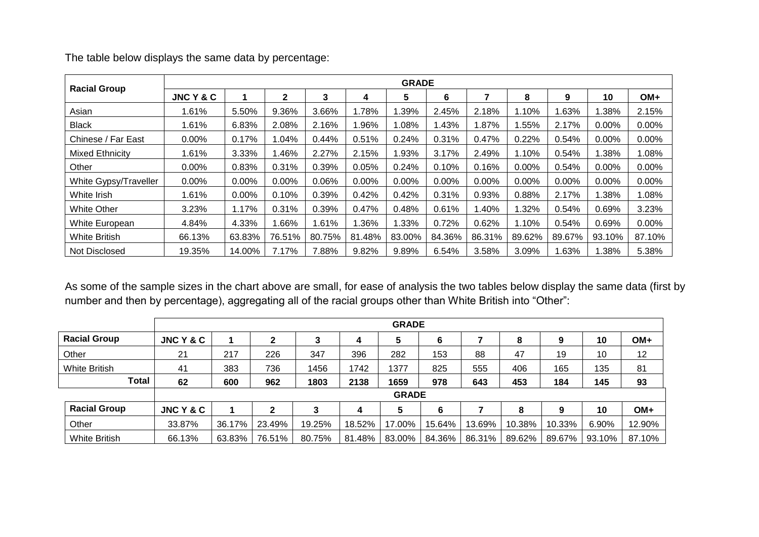The table below displays the same data by percentage:

| Racial Group | GRADE | | | | | | | | | | | |
|---|---|---|---|---|---|---|---|---|---|---|---|---|
| | JNC Y & C | 1 | 2 | 3 | 4 | 5 | 6 | 7 | 8 | 9 | 10 | OM+ |
| Asian | 1.61% | 5.50% | 9.36% | 3.66% | 1.78% | 1.39% | 2.45% | 2.18% | 1.10% | 1.63% | 1.38% | 2.15% |
| Black | 1.61% | 6.83% | 2.08% | 2.16% | 1.96% | 1.08% | 1.43% | 1.87% | 1.55% | 2.17% | 0.00% | 0.00% |
| Chinese / Far East | 0.00% | 0.17% | 1.04% | 0.44% | 0.51% | 0.24% | 0.31% | 0.47% | 0.22% | 0.54% | 0.00% | 0.00% |
| Mixed Ethnicity | 1.61% | 3.33% | 1.46% | 2.27% | 2.15% | 1.93% | 3.17% | 2.49% | 1.10% | 0.54% | 1.38% | 1.08% |
| Other | 0.00% | 0.83% | 0.31% | 0.39% | 0.05% | 0.24% | 0.10% | 0.16% | 0.00% | 0.54% | 0.00% | 0.00% |
| White Gypsy/Traveller | 0.00% | 0.00% | 0.00% | 0.06% | 0.00% | 0.00% | 0.00% | 0.00% | 0.00% | 0.00% | 0.00% | 0.00% |
| White Irish | 1.61% | 0.00% | 0.10% | 0.39% | 0.42% | 0.42% | 0.31% | 0.93% | 0.88% | 2.17% | 1.38% | 1.08% |
| White Other | 3.23% | 1.17% | 0.31% | 0.39% | 0.47% | 0.48% | 0.61% | 1.40% | 1.32% | 0.54% | 0.69% | 3.23% |
| White European | 4.84% | 4.33% | 1.66% | 1.61% | 1.36% | 1.33% | 0.72% | 0.62% | 1.10% | 0.54% | 0.69% | 0.00% |
| White British | 66.13% | 63.83% | 76.51% | 80.75% | 81.48% | 83.00% | 84.36% | 86.31% | 89.62% | 89.67% | 93.10% | 87.10% |
| Not Disclosed | 19.35% | 14.00% | 7.17% | 7.88% | 9.82% | 9.89% | 6.54% | 3.58% | 3.09% | 1.63% | 1.38% | 5.38% |

As some of the sample sizes in the chart above are small, for ease of analysis the two tables below display the same data (first by number and then by percentage), aggregating all of the racial groups other than White British into "Other":

| | GRADE | | | | | | | | | | | |
|---|---|---|---|---|---|---|---|---|---|---|---|---|
| Racial Group | JNC Y & C | 1 | 2 | 3 | 4 | 5 | 6 | 7 | 8 | 9 | 10 | OM+ |
| Other | 21 | 217 | 226 | 347 | 396 | 282 | 153 | 88 | 47 | 19 | 10 | 12 |
| White British | 41 | 383 | 736 | 1456 | 1742 | 1377 | 825 | 555 | 406 | 165 | 135 | 81 |
| **Total** | **62** | **600** | **962** | **1803** | **2138** | **1659** | **978** | **643** | **453** | **184** | **145** | **93** |

| | GRADE | | | | | | | | | | | |
|---|---|---|---|---|---|---|---|---|---|---|---|---|
| Racial Group | JNC Y & C | 1 | 2 | 3 | 4 | 5 | 6 | 7 | 8 | 9 | 10 | OM+ |
| Other | 33.87% | 36.17% | 23.49% | 19.25% | 18.52% | 17.00% | 15.64% | 13.69% | 10.38% | 10.33% | 6.90% | 12.90% |
| White British | 66.13% | 63.83% | 76.51% | 80.75% | 81.48% | 83.00% | 84.36% | 86.31% | 89.62% | 89.67% | 93.10% | 87.10% |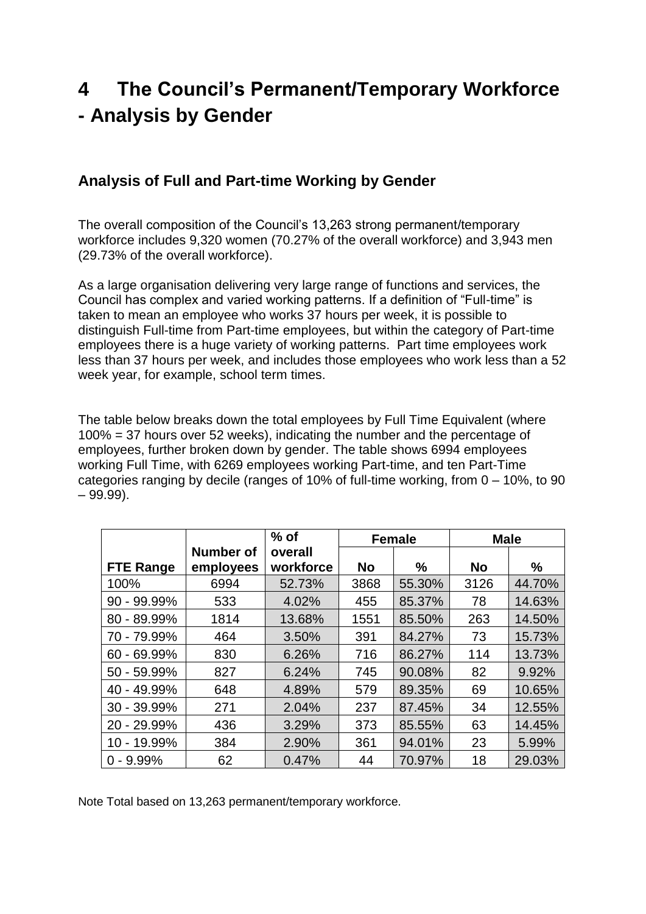# 4 The Council's Permanent/Temporary Workforce - Analysis by Gender

## Analysis of Full and Part-time Working by Gender

The overall composition of the Council's 13,263 strong permanent/temporary workforce includes 9,320 women (70.27% of the overall workforce) and 3,943 men (29.73% of the overall workforce).

As a large organisation delivering very large range of functions and services, the Council has complex and varied working patterns. If a definition of "Full-time" is taken to mean an employee who works 37 hours per week, it is possible to distinguish Full-time from Part-time employees, but within the category of Part-time employees there is a huge variety of working patterns. Part time employees work less than 37 hours per week, and includes those employees who work less than a 52 week year, for example, school term times.

The table below breaks down the total employees by Full Time Equivalent (where 100% = 37 hours over 52 weeks), indicating the number and the percentage of employees, further broken down by gender. The table shows 6994 employees working Full Time, with 6269 employees working Part-time, and ten Part-Time categories ranging by decile (ranges of 10% of full-time working, from 0 – 10%, to 90 – 99.99).

| FTE Range | Number of employees | % of overall workforce | Female | | Male | |
|---|---|---|---|---|---|---|
| | | | No | % | No | % |
| 100% | 6994 | 52.73% | 3868 | 55.30% | 3126 | 44.70% |
| 90 - 99.99% | 533 | 4.02% | 455 | 85.37% | 78 | 14.63% |
| 80 - 89.99% | 1814 | 13.68% | 1551 | 85.50% | 263 | 14.50% |
| 70 - 79.99% | 464 | 3.50% | 391 | 84.27% | 73 | 15.73% |
| 60 - 69.99% | 830 | 6.26% | 716 | 86.27% | 114 | 13.73% |
| 50 - 59.99% | 827 | 6.24% | 745 | 90.08% | 82 | 9.92% |
| 40 - 49.99% | 648 | 4.89% | 579 | 89.35% | 69 | 10.65% |
| 30 - 39.99% | 271 | 2.04% | 237 | 87.45% | 34 | 12.55% |
| 20 - 29.99% | 436 | 3.29% | 373 | 85.55% | 63 | 14.45% |
| 10 - 19.99% | 384 | 2.90% | 361 | 94.01% | 23 | 5.99% |
| 0 - 9.99% | 62 | 0.47% | 44 | 70.97% | 18 | 29.03% |

Note Total based on 13,263 permanent/temporary workforce.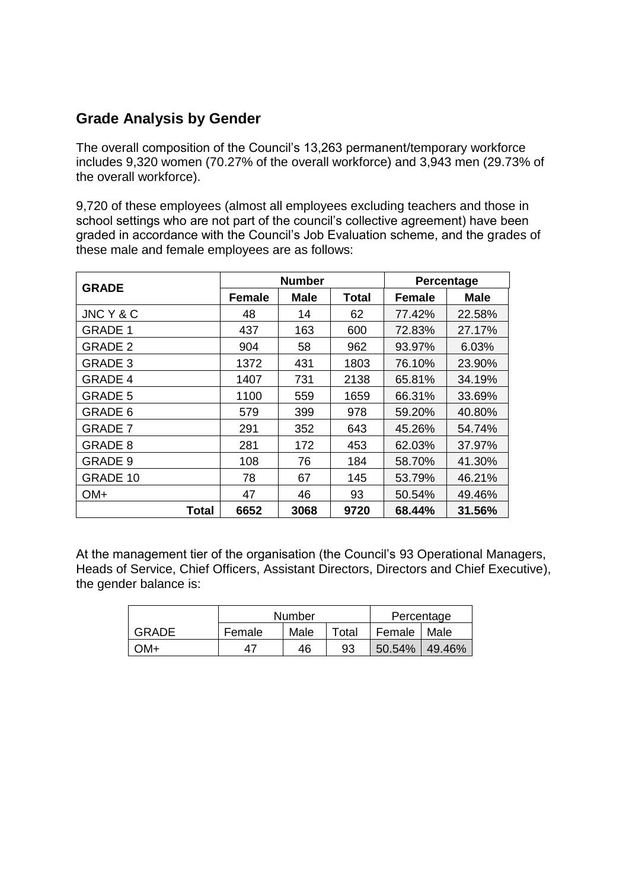## Grade Analysis by Gender

The overall composition of the Council's 13,263 permanent/temporary workforce includes 9,320 women (70.27% of the overall workforce) and 3,943 men (29.73% of the overall workforce).

9,720 of these employees (almost all employees excluding teachers and those in school settings who are not part of the council's collective agreement) have been graded in accordance with the Council's Job Evaluation scheme, and the grades of these male and female employees are as follows:

| GRADE | Number | | | Percentage | |
|---|---|---|---|---|---|
| | **Female** | **Male** | **Total** | **Female** | **Male** |
| JNC Y & C | 48 | 14 | 62 | 77.42% | 22.58% |
| GRADE 1 | 437 | 163 | 600 | 72.83% | 27.17% |
| GRADE 2 | 904 | 58 | 962 | 93.97% | 6.03% |
| GRADE 3 | 1372 | 431 | 1803 | 76.10% | 23.90% |
| GRADE 4 | 1407 | 731 | 2138 | 65.81% | 34.19% |
| GRADE 5 | 1100 | 559 | 1659 | 66.31% | 33.69% |
| GRADE 6 | 579 | 399 | 978 | 59.20% | 40.80% |
| GRADE 7 | 291 | 352 | 643 | 45.26% | 54.74% |
| GRADE 8 | 281 | 172 | 453 | 62.03% | 37.97% |
| GRADE 9 | 108 | 76 | 184 | 58.70% | 41.30% |
| GRADE 10 | 78 | 67 | 145 | 53.79% | 46.21% |
| OM+ | 47 | 46 | 93 | 50.54% | 49.46% |
| **Total** | **6652** | **3068** | **9720** | **68.44%** | **31.56%** |

At the management tier of the organisation (the Council's 93 Operational Managers, Heads of Service, Chief Officers, Assistant Directors, Directors and Chief Executive), the gender balance is:

| | Number | | | Percentage | |
|---|---|---|---|---|---|
| GRADE | Female | Male | Total | Female | Male |
| OM+ | 47 | 46 | 93 | 50.54% | 49.46% |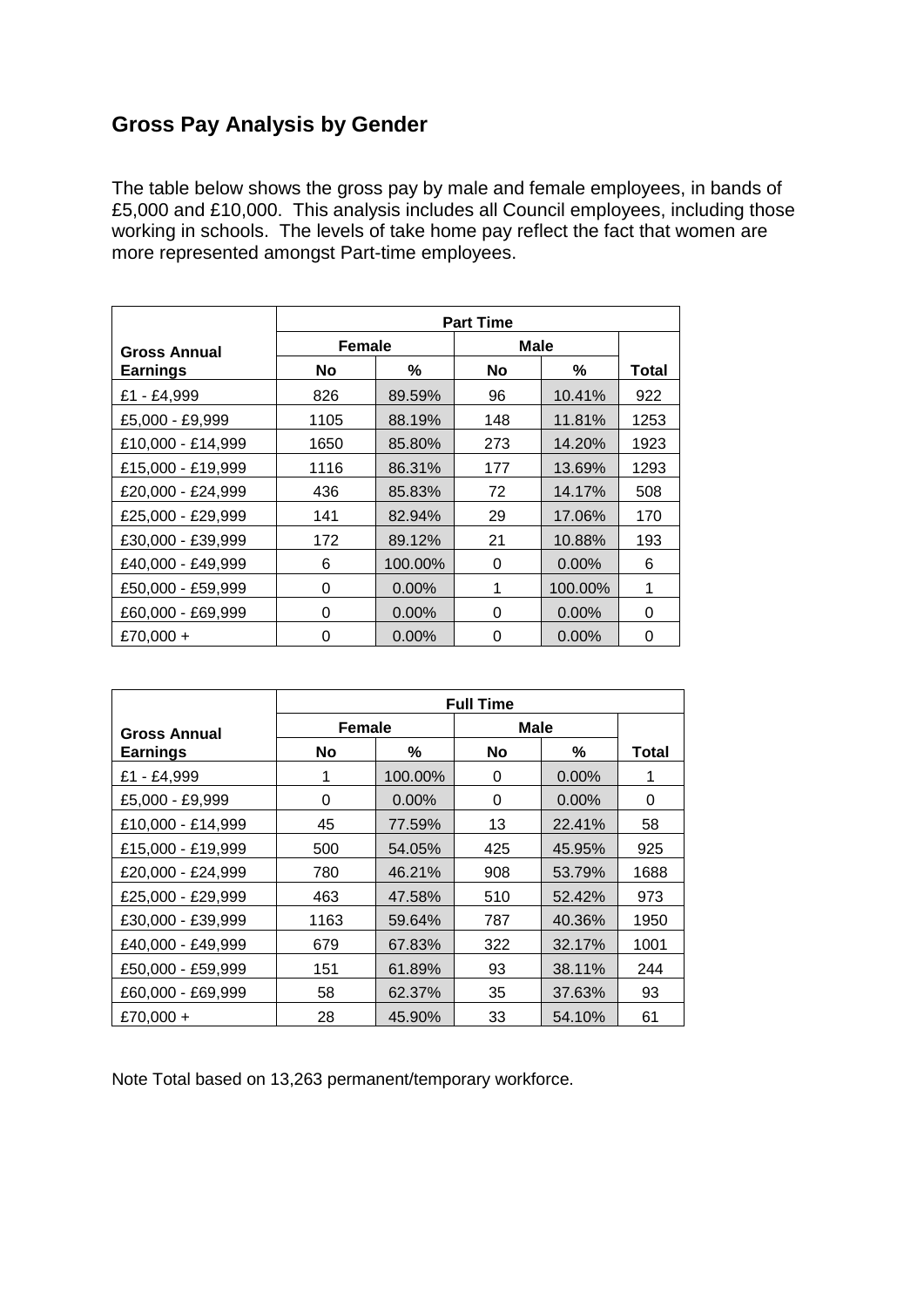## Gross Pay Analysis by Gender

The table below shows the gross pay by male and female employees, in bands of £5,000 and £10,000. This analysis includes all Council employees, including those working in schools. The levels of take home pay reflect the fact that women are more represented amongst Part-time employees.

| Gross Annual Earnings | Part Time | | | | |
|---|---|---|---|---|---|
| | Female | | Male | | |
| | No | % | No | % | Total |
| £1 - £4,999 | 826 | 89.59% | 96 | 10.41% | 922 |
| £5,000 - £9,999 | 1105 | 88.19% | 148 | 11.81% | 1253 |
| £10,000 - £14,999 | 1650 | 85.80% | 273 | 14.20% | 1923 |
| £15,000 - £19,999 | 1116 | 86.31% | 177 | 13.69% | 1293 |
| £20,000 - £24,999 | 436 | 85.83% | 72 | 14.17% | 508 |
| £25,000 - £29,999 | 141 | 82.94% | 29 | 17.06% | 170 |
| £30,000 - £39,999 | 172 | 89.12% | 21 | 10.88% | 193 |
| £40,000 - £49,999 | 6 | 100.00% | 0 | 0.00% | 6 |
| £50,000 - £59,999 | 0 | 0.00% | 1 | 100.00% | 1 |
| £60,000 - £69,999 | 0 | 0.00% | 0 | 0.00% | 0 |
| £70,000 + | 0 | 0.00% | 0 | 0.00% | 0 |

| Gross Annual Earnings | Full Time | | | | |
|---|---|---|---|---|---|
| | Female | | Male | | |
| | No | % | No | % | Total |
| £1 - £4,999 | 1 | 100.00% | 0 | 0.00% | 1 |
| £5,000 - £9,999 | 0 | 0.00% | 0 | 0.00% | 0 |
| £10,000 - £14,999 | 45 | 77.59% | 13 | 22.41% | 58 |
| £15,000 - £19,999 | 500 | 54.05% | 425 | 45.95% | 925 |
| £20,000 - £24,999 | 780 | 46.21% | 908 | 53.79% | 1688 |
| £25,000 - £29,999 | 463 | 47.58% | 510 | 52.42% | 973 |
| £30,000 - £39,999 | 1163 | 59.64% | 787 | 40.36% | 1950 |
| £40,000 - £49,999 | 679 | 67.83% | 322 | 32.17% | 1001 |
| £50,000 - £59,999 | 151 | 61.89% | 93 | 38.11% | 244 |
| £60,000 - £69,999 | 58 | 62.37% | 35 | 37.63% | 93 |
| £70,000 + | 28 | 45.90% | 33 | 54.10% | 61 |

Note Total based on 13,263 permanent/temporary workforce.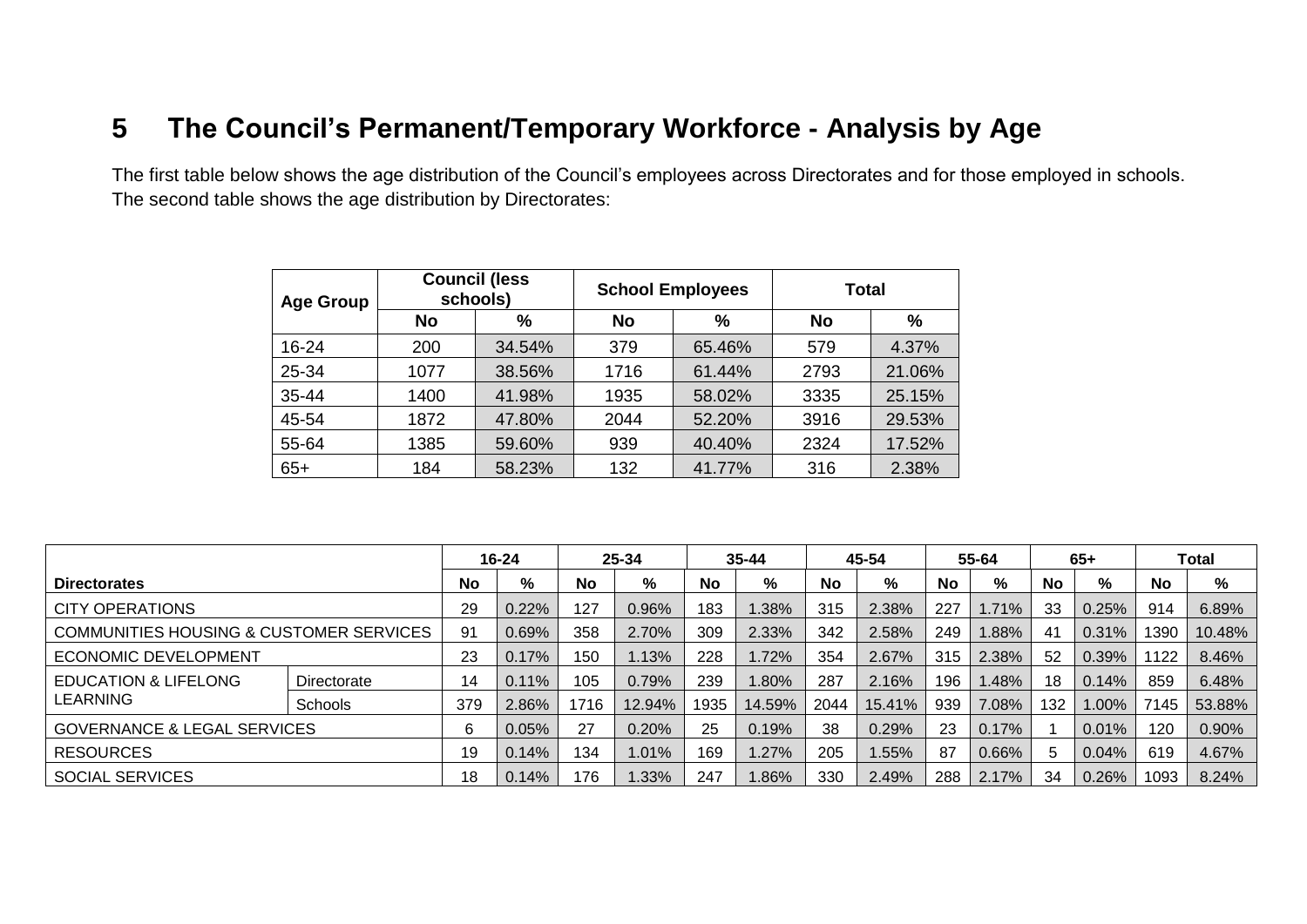## 5 The Council's Permanent/Temporary Workforce - Analysis by Age

The first table below shows the age distribution of the Council's employees across Directorates and for those employed in schools. The second table shows the age distribution by Directorates:

| Age Group | Council (less schools) | | School Employees | | Total | |
|---|---|---|---|---|---|---|
| | No | % | No | % | No | % |
| 16-24 | 200 | 34.54% | 379 | 65.46% | 579 | 4.37% |
| 25-34 | 1077 | 38.56% | 1716 | 61.44% | 2793 | 21.06% |
| 35-44 | 1400 | 41.98% | 1935 | 58.02% | 3335 | 25.15% |
| 45-54 | 1872 | 47.80% | 2044 | 52.20% | 3916 | 29.53% |
| 55-64 | 1385 | 59.60% | 939 | 40.40% | 2324 | 17.52% |
| 65+ | 184 | 58.23% | 132 | 41.77% | 316 | 2.38% |

| | | 16-24 | | 25-34 | | 35-44 | | 45-54 | | 55-64 | | 65+ | | Total | |
|---|---|---|---|---|---|---|---|---|---|---|---|---|---|---|---|
| **Directorates** | | No | % | No | % | No | % | No | % | No | % | No | % | No | % |
| CITY OPERATIONS | | 29 | 0.22% | 127 | 0.96% | 183 | 1.38% | 315 | 2.38% | 227 | 1.71% | 33 | 0.25% | 914 | 6.89% |
| COMMUNITIES HOUSING & CUSTOMER SERVICES | | 91 | 0.69% | 358 | 2.70% | 309 | 2.33% | 342 | 2.58% | 249 | 1.88% | 41 | 0.31% | 1390 | 10.48% |
| ECONOMIC DEVELOPMENT | | 23 | 0.17% | 150 | 1.13% | 228 | 1.72% | 354 | 2.67% | 315 | 2.38% | 52 | 0.39% | 1122 | 8.46% |
| EDUCATION & LIFELONG LEARNING | Directorate | 14 | 0.11% | 105 | 0.79% | 239 | 1.80% | 287 | 2.16% | 196 | 1.48% | 18 | 0.14% | 859 | 6.48% |
| | Schools | 379 | 2.86% | 1716 | 12.94% | 1935 | 14.59% | 2044 | 15.41% | 939 | 7.08% | 132 | 1.00% | 7145 | 53.88% |
| GOVERNANCE & LEGAL SERVICES | | 6 | 0.05% | 27 | 0.20% | 25 | 0.19% | 38 | 0.29% | 23 | 0.17% | 1 | 0.01% | 120 | 0.90% |
| RESOURCES | | 19 | 0.14% | 134 | 1.01% | 169 | 1.27% | 205 | 1.55% | 87 | 0.66% | 5 | 0.04% | 619 | 4.67% |
| SOCIAL SERVICES | | 18 | 0.14% | 176 | 1.33% | 247 | 1.86% | 330 | 2.49% | 288 | 2.17% | 34 | 0.26% | 1093 | 8.24% |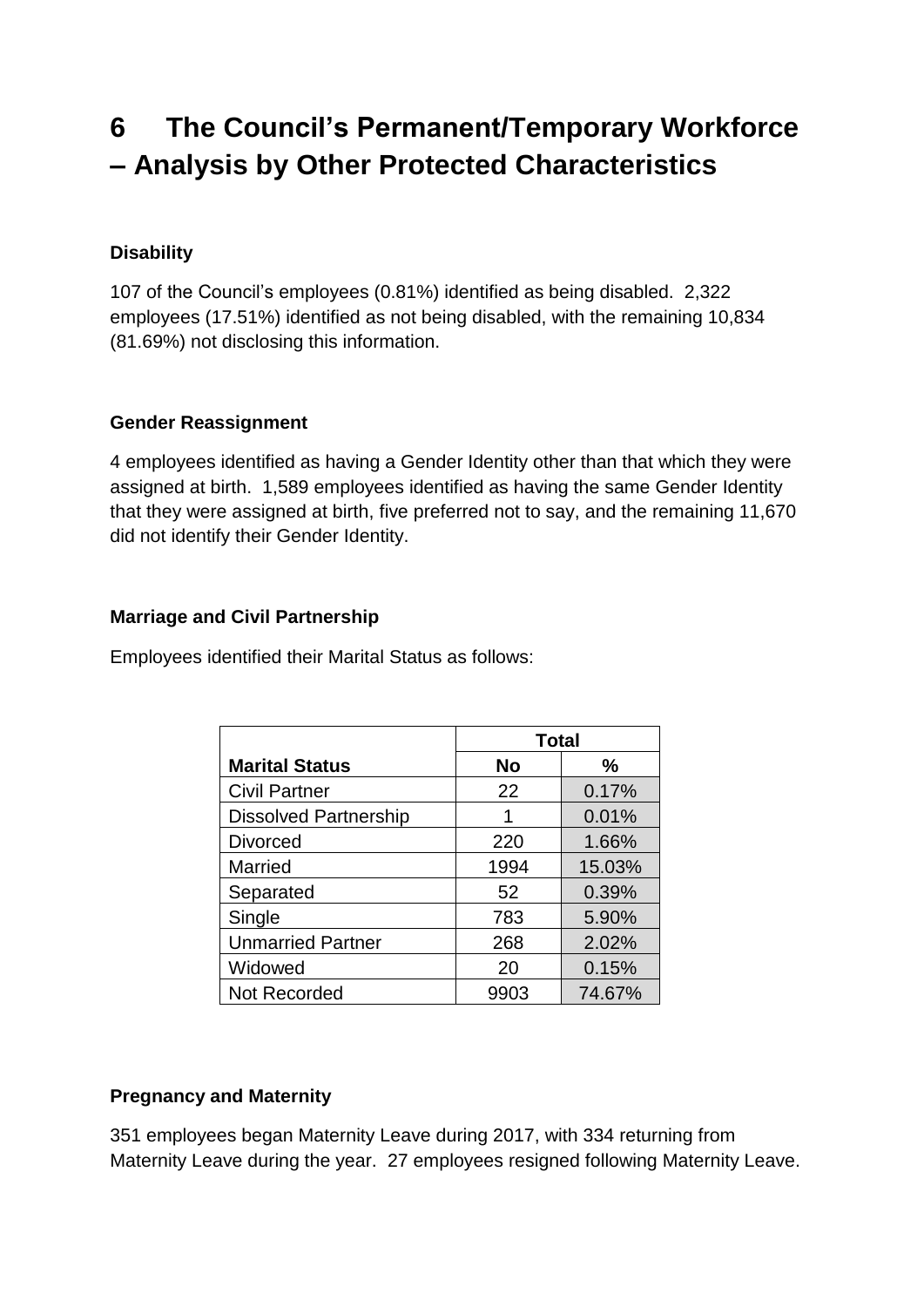# 6 The Council's Permanent/Temporary Workforce – Analysis by Other Protected Characteristics

**Disability**

107 of the Council's employees (0.81%) identified as being disabled. 2,322 employees (17.51%) identified as not being disabled, with the remaining 10,834 (81.69%) not disclosing this information.

**Gender Reassignment**

4 employees identified as having a Gender Identity other than that which they were assigned at birth. 1,589 employees identified as having the same Gender Identity that they were assigned at birth, five preferred not to say, and the remaining 11,670 did not identify their Gender Identity.

**Marriage and Civil Partnership**

Employees identified their Marital Status as follows:

| | Total | |
|---|---|---|
| **Marital Status** | **No** | **%** |
| Civil Partner | 22 | 0.17% |
| Dissolved Partnership | 1 | 0.01% |
| Divorced | 220 | 1.66% |
| Married | 1994 | 15.03% |
| Separated | 52 | 0.39% |
| Single | 783 | 5.90% |
| Unmarried Partner | 268 | 2.02% |
| Widowed | 20 | 0.15% |
| Not Recorded | 9903 | 74.67% |

**Pregnancy and Maternity**

351 employees began Maternity Leave during 2017, with 334 returning from Maternity Leave during the year. 27 employees resigned following Maternity Leave.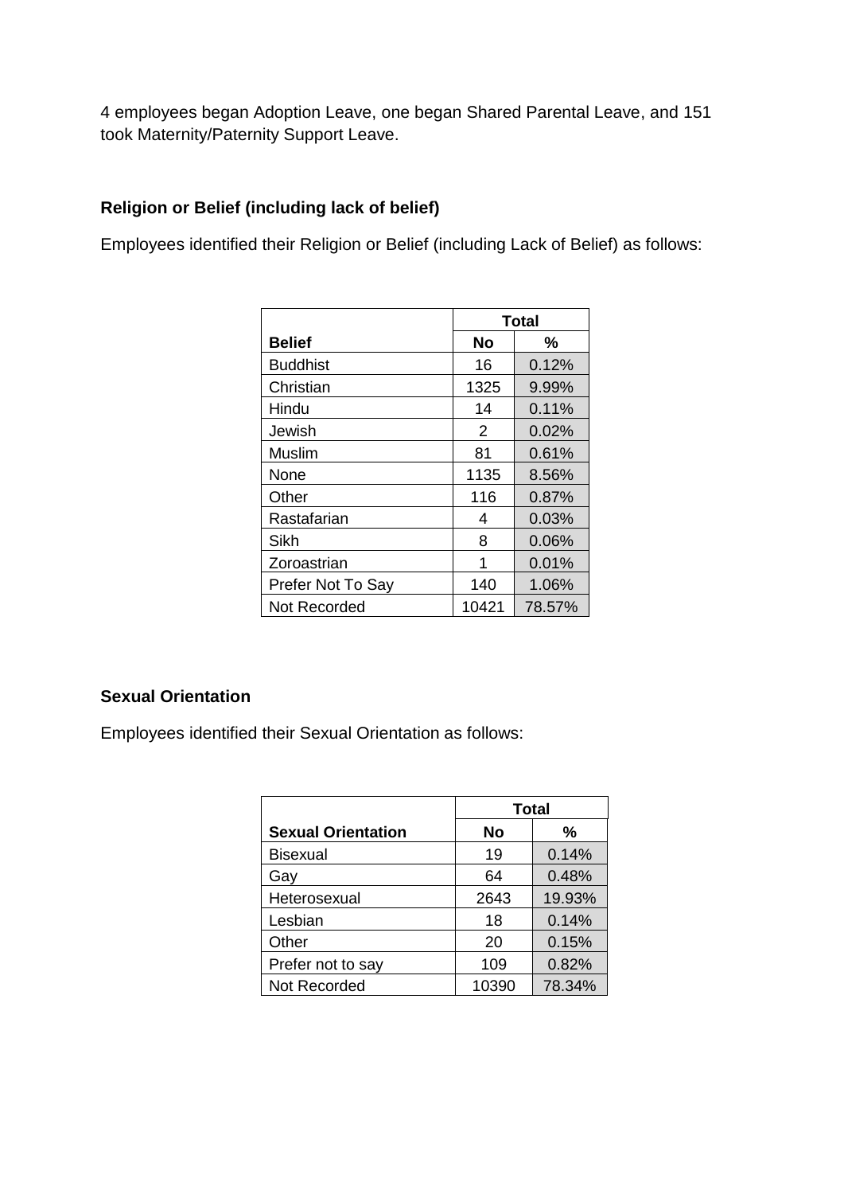4 employees began Adoption Leave, one began Shared Parental Leave, and 151 took Maternity/Paternity Support Leave.

**Religion or Belief (including lack of belief)**

Employees identified their Religion or Belief (including Lack of Belief) as follows:

| | **Total** | |
|---|---|---|
| **Belief** | **No** | **%** |
| Buddhist | 16 | 0.12% |
| Christian | 1325 | 9.99% |
| Hindu | 14 | 0.11% |
| Jewish | 2 | 0.02% |
| Muslim | 81 | 0.61% |
| None | 1135 | 8.56% |
| Other | 116 | 0.87% |
| Rastafarian | 4 | 0.03% |
| Sikh | 8 | 0.06% |
| Zoroastrian | 1 | 0.01% |
| Prefer Not To Say | 140 | 1.06% |
| Not Recorded | 10421 | 78.57% |

**Sexual Orientation**

Employees identified their Sexual Orientation as follows:

| | **Total** | |
|---|---|---|
| **Sexual Orientation** | **No** | **%** |
| Bisexual | 19 | 0.14% |
| Gay | 64 | 0.48% |
| Heterosexual | 2643 | 19.93% |
| Lesbian | 18 | 0.14% |
| Other | 20 | 0.15% |
| Prefer not to say | 109 | 0.82% |
| Not Recorded | 10390 | 78.34% |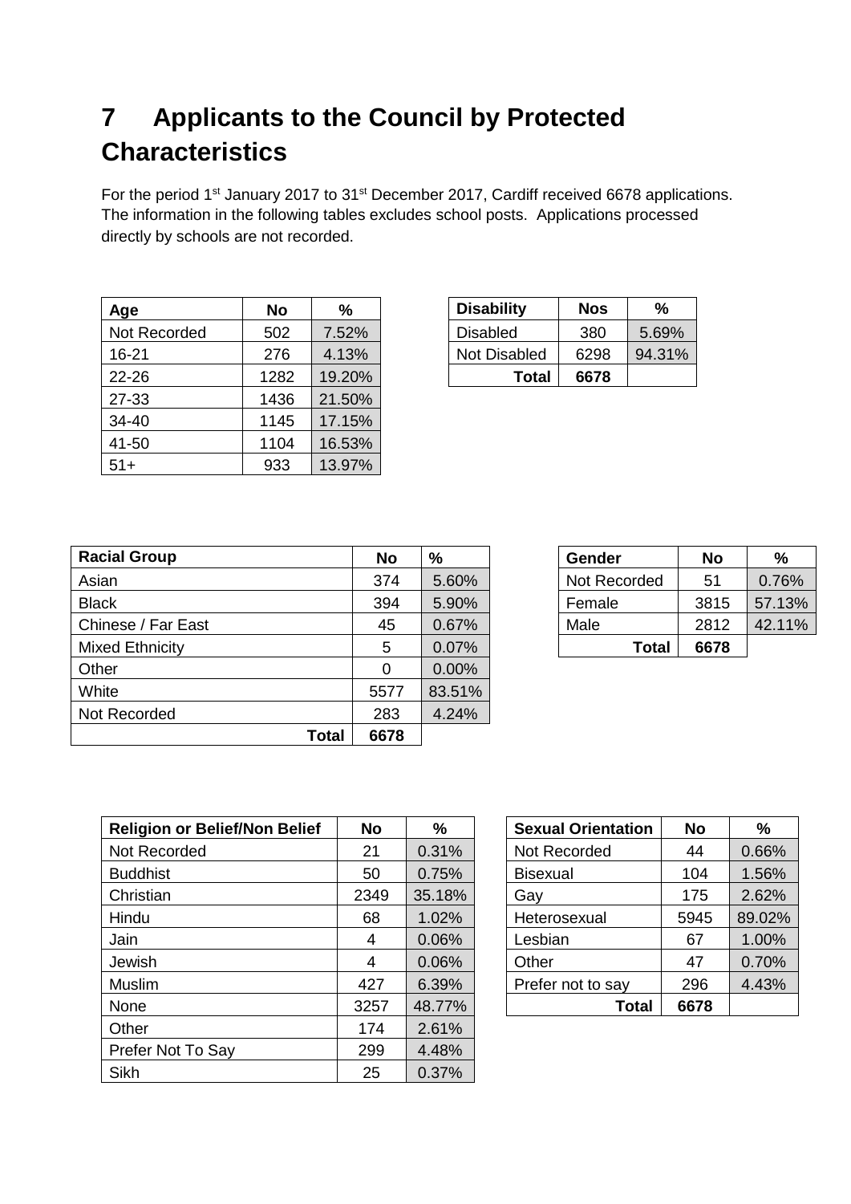# 7 Applicants to the Council by Protected Characteristics

For the period 1st January 2017 to 31st December 2017, Cardiff received 6678 applications. The information in the following tables excludes school posts. Applications processed directly by schools are not recorded.

| Age | No | % |
|---|---|---|
| Not Recorded | 502 | 7.52% |
| 16-21 | 276 | 4.13% |
| 22-26 | 1282 | 19.20% |
| 27-33 | 1436 | 21.50% |
| 34-40 | 1145 | 17.15% |
| 41-50 | 1104 | 16.53% |
| 51+ | 933 | 13.97% |

| Disability | Nos | % |
|---|---|---|
| Disabled | 380 | 5.69% |
| Not Disabled | 6298 | 94.31% |
| **Total** | **6678** | |

| Racial Group | No | % |
|---|---|---|
| Asian | 374 | 5.60% |
| Black | 394 | 5.90% |
| Chinese / Far East | 45 | 0.67% |
| Mixed Ethnicity | 5 | 0.07% |
| Other | 0 | 0.00% |
| White | 5577 | 83.51% |
| Not Recorded | 283 | 4.24% |
| **Total** | **6678** | |

| Gender | No | % |
|---|---|---|
| Not Recorded | 51 | 0.76% |
| Female | 3815 | 57.13% |
| Male | 2812 | 42.11% |
| **Total** | **6678** | |

| Religion or Belief/Non Belief | No | % |
|---|---|---|
| Not Recorded | 21 | 0.31% |
| Buddhist | 50 | 0.75% |
| Christian | 2349 | 35.18% |
| Hindu | 68 | 1.02% |
| Jain | 4 | 0.06% |
| Jewish | 4 | 0.06% |
| Muslim | 427 | 6.39% |
| None | 3257 | 48.77% |
| Other | 174 | 2.61% |
| Prefer Not To Say | 299 | 4.48% |
| Sikh | 25 | 0.37% |

| Sexual Orientation | No | % |
|---|---|---|
| Not Recorded | 44 | 0.66% |
| Bisexual | 104 | 1.56% |
| Gay | 175 | 2.62% |
| Heterosexual | 5945 | 89.02% |
| Lesbian | 67 | 1.00% |
| Other | 47 | 0.70% |
| Prefer not to say | 296 | 4.43% |
| **Total** | **6678** | |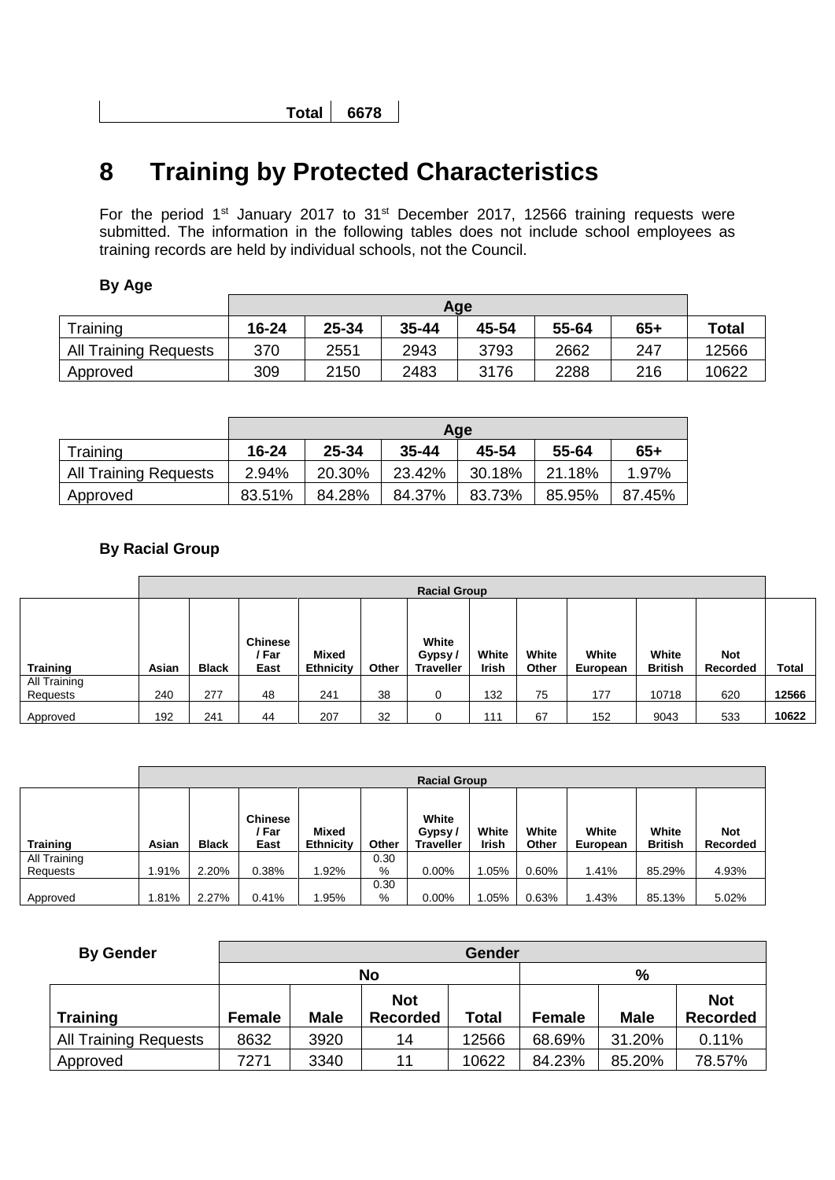| | Total | 6678 |
|---|---|---|

# 8 Training by Protected Characteristics

For the period 1st January 2017 to 31st December 2017, 12566 training requests were submitted. The information in the following tables does not include school employees as training records are held by individual schools, not the Council.

**By Age**

| | Age | | | | | | |
|---|---|---|---|---|---|---|---|
| Training | 16-24 | 25-34 | 35-44 | 45-54 | 55-64 | 65+ | Total |
| All Training Requests | 370 | 2551 | 2943 | 3793 | 2662 | 247 | 12566 |
| Approved | 309 | 2150 | 2483 | 3176 | 2288 | 216 | 10622 |

| | Age | | | | | |
|---|---|---|---|---|---|---|
| Training | 16-24 | 25-34 | 35-44 | 45-54 | 55-64 | 65+ |
| All Training Requests | 2.94% | 20.30% | 23.42% | 30.18% | 21.18% | 1.97% |
| Approved | 83.51% | 84.28% | 84.37% | 83.73% | 85.95% | 87.45% |

**By Racial Group**

| | Racial Group | | | | | | | | | | | |
|---|---|---|---|---|---|---|---|---|---|---|---|---|
| Training | Asian | Black | Chinese / Far East | Mixed Ethnicity | Other | White Gypsy / Traveller | White Irish | White Other | White European | White British | Not Recorded | Total |
| All Training Requests | 240 | 277 | 48 | 241 | 38 | 0 | 132 | 75 | 177 | 10718 | 620 | 12566 |
| Approved | 192 | 241 | 44 | 207 | 32 | 0 | 111 | 67 | 152 | 9043 | 533 | 10622 |

| | Racial Group | | | | | | | | | | |
|---|---|---|---|---|---|---|---|---|---|---|---|
| Training | Asian | Black | Chinese / Far East | Mixed Ethnicity | Other | White Gypsy / Traveller | White Irish | White Other | White European | White British | Not Recorded |
| All Training Requests | 1.91% | 2.20% | 0.38% | 1.92% | 0.30% | 0.00% | 1.05% | 0.60% | 1.41% | 85.29% | 4.93% |
| Approved | 1.81% | 2.27% | 0.41% | 1.95% | 0.30% | 0.00% | 1.05% | 0.63% | 1.43% | 85.13% | 5.02% |

| By Gender | Gender | | | | | | |
|---|---|---|---|---|---|---|---|
| | No | | | | % | | |
| Training | Female | Male | Not Recorded | Total | Female | Male | Not Recorded |
| All Training Requests | 8632 | 3920 | 14 | 12566 | 68.69% | 31.20% | 0.11% |
| Approved | 7271 | 3340 | 11 | 10622 | 84.23% | 85.20% | 78.57% |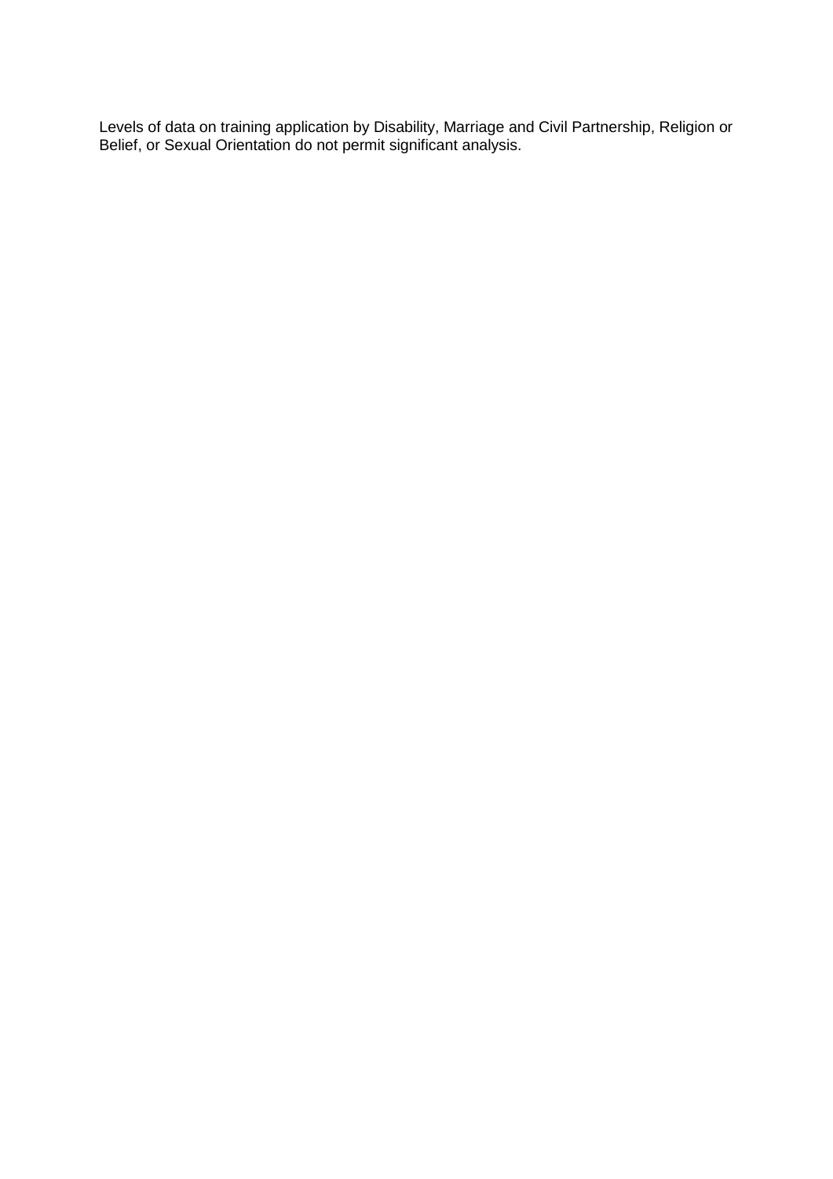Levels of data on training application by Disability, Marriage and Civil Partnership, Religion or Belief, or Sexual Orientation do not permit significant analysis.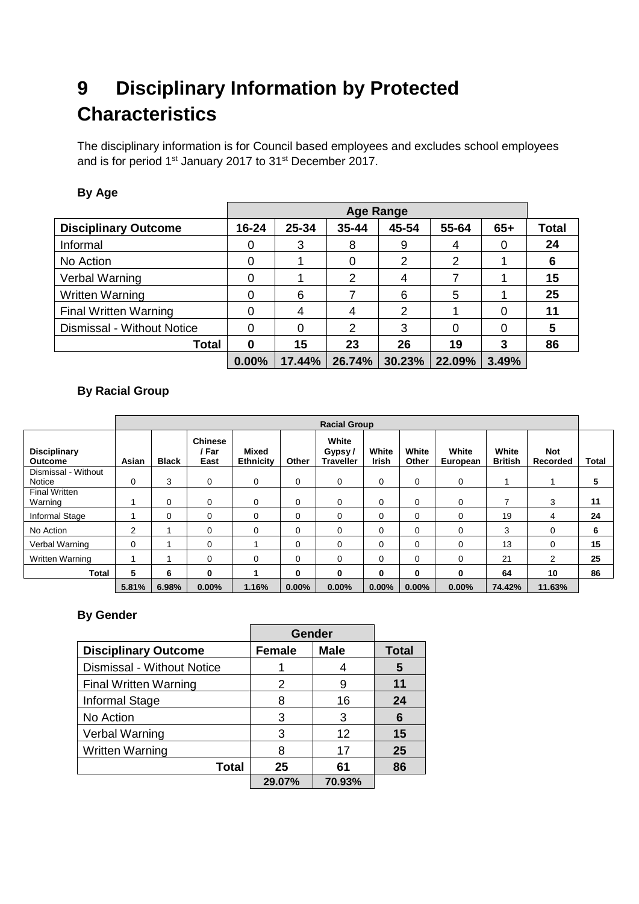# 9 Disciplinary Information by Protected Characteristics

The disciplinary information is for Council based employees and excludes school employees and is for period 1st January 2017 to 31st December 2017.

**By Age**

| | Age Range | | | | | | |
|---|---|---|---|---|---|---|---|
| **Disciplinary Outcome** | **16-24** | **25-34** | **35-44** | **45-54** | **55-64** | **65+** | **Total** |
| Informal | 0 | 3 | 8 | 9 | 4 | 0 | **24** |
| No Action | 0 | 1 | 0 | 2 | 2 | 1 | **6** |
| Verbal Warning | 0 | 1 | 2 | 4 | 7 | 1 | **15** |
| Written Warning | 0 | 6 | 7 | 6 | 5 | 1 | **25** |
| Final Written Warning | 0 | 4 | 4 | 2 | 1 | 0 | **11** |
| Dismissal - Without Notice | 0 | 0 | 2 | 3 | 0 | 0 | **5** |
| **Total** | **0** | **15** | **23** | **26** | **19** | **3** | **86** |
| | **0.00%** | **17.44%** | **26.74%** | **30.23%** | **22.09%** | **3.49%** | |

**By Racial Group**

| | Racial Group | | | | | | | | | | | |
|---|---|---|---|---|---|---|---|---|---|---|---|---|
| **Disciplinary Outcome** | **Asian** | **Black** | **Chinese / Far East** | **Mixed Ethnicity** | **Other** | **White Gypsy / Traveller** | **White Irish** | **White Other** | **White European** | **White British** | **Not Recorded** | **Total** |
| Dismissal - Without Notice | 0 | 3 | 0 | 0 | 0 | 0 | 0 | 0 | 0 | 1 | 1 | **5** |
| Final Written Warning | 1 | 0 | 0 | 0 | 0 | 0 | 0 | 0 | 0 | 7 | 3 | **11** |
| Informal Stage | 1 | 0 | 0 | 0 | 0 | 0 | 0 | 0 | 0 | 19 | 4 | **24** |
| No Action | 2 | 1 | 0 | 0 | 0 | 0 | 0 | 0 | 0 | 3 | 0 | **6** |
| Verbal Warning | 0 | 1 | 0 | 1 | 0 | 0 | 0 | 0 | 0 | 13 | 0 | **15** |
| Written Warning | 1 | 1 | 0 | 0 | 0 | 0 | 0 | 0 | 0 | 21 | 2 | **25** |
| **Total** | **5** | **6** | **0** | **1** | **0** | **0** | **0** | **0** | **0** | **64** | **10** | **86** |
| | **5.81%** | **6.98%** | **0.00%** | **1.16%** | **0.00%** | **0.00%** | **0.00%** | **0.00%** | **0.00%** | **74.42%** | **11.63%** | |

**By Gender**

| | Gender | | |
|---|---|---|---|
| **Disciplinary Outcome** | **Female** | **Male** | **Total** |
| Dismissal - Without Notice | 1 | 4 | **5** |
| Final Written Warning | 2 | 9 | **11** |
| Informal Stage | 8 | 16 | **24** |
| No Action | 3 | 3 | **6** |
| Verbal Warning | 3 | 12 | **15** |
| Written Warning | 8 | 17 | **25** |
| **Total** | **25** | **61** | **86** |
| | **29.07%** | **70.93%** | |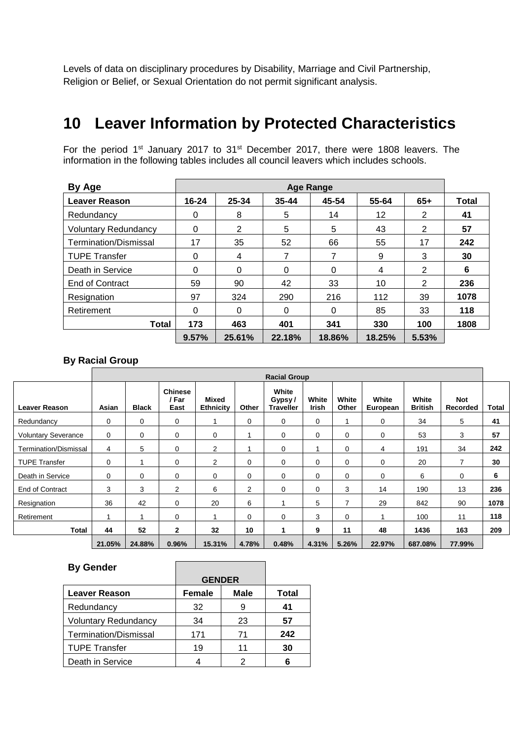Levels of data on disciplinary procedures by Disability, Marriage and Civil Partnership, Religion or Belief, or Sexual Orientation do not permit significant analysis.

# 10 Leaver Information by Protected Characteristics

For the period 1st January 2017 to 31st December 2017, there were 1808 leavers. The information in the following tables includes all council leavers which includes schools.

| By Age | Age Range | | | | | | |
|---|---|---|---|---|---|---|---|
| **Leaver Reason** | **16-24** | **25-34** | **35-44** | **45-54** | **55-64** | **65+** | **Total** |
| Redundancy | 0 | 8 | 5 | 14 | 12 | 2 | **41** |
| Voluntary Redundancy | 0 | 2 | 5 | 5 | 43 | 2 | **57** |
| Termination/Dismissal | 17 | 35 | 52 | 66 | 55 | 17 | **242** |
| TUPE Transfer | 0 | 4 | 7 | 7 | 9 | 3 | **30** |
| Death in Service | 0 | 0 | 0 | 0 | 4 | 2 | **6** |
| End of Contract | 59 | 90 | 42 | 33 | 10 | 2 | **236** |
| Resignation | 97 | 324 | 290 | 216 | 112 | 39 | **1078** |
| Retirement | 0 | 0 | 0 | 0 | 85 | 33 | **118** |
| **Total** | **173** | **463** | **401** | **341** | **330** | **100** | **1808** |
| | **9.57%** | **25.61%** | **22.18%** | **18.86%** | **18.25%** | **5.53%** | |

**By Racial Group**

| | Racial Group | | | | | | | | | | | |
|---|---|---|---|---|---|---|---|---|---|---|---|---|
| **Leaver Reason** | **Asian** | **Black** | **Chinese / Far East** | **Mixed Ethnicity** | **Other** | **White Gypsy / Traveller** | **White Irish** | **White Other** | **White European** | **White British** | **Not Recorded** | **Total** |
| Redundancy | 0 | 0 | 0 | 1 | 0 | 0 | 0 | 1 | 0 | 34 | 5 | **41** |
| Voluntary Severance | 0 | 0 | 0 | 0 | 1 | 0 | 0 | 0 | 0 | 53 | 3 | **57** |
| Termination/Dismissal | 4 | 5 | 0 | 2 | 1 | 0 | 1 | 0 | 4 | 191 | 34 | **242** |
| TUPE Transfer | 0 | 1 | 0 | 2 | 0 | 0 | 0 | 0 | 0 | 20 | 7 | **30** |
| Death in Service | 0 | 0 | 0 | 0 | 0 | 0 | 0 | 0 | 0 | 6 | 0 | **6** |
| End of Contract | 3 | 3 | 2 | 6 | 2 | 0 | 0 | 3 | 14 | 190 | 13 | **236** |
| Resignation | 36 | 42 | 0 | 20 | 6 | 1 | 5 | 7 | 29 | 842 | 90 | **1078** |
| Retirement | 1 | 1 | 0 | 1 | 0 | 0 | 3 | 0 | 1 | 100 | 11 | **118** |
| **Total** | **44** | **52** | **2** | **32** | **10** | **1** | **9** | **11** | **48** | **1436** | **163** | **209** |
| | **21.05%** | **24.88%** | **0.96%** | **15.31%** | **4.78%** | **0.48%** | **4.31%** | **5.26%** | **22.97%** | **687.08%** | **77.99%** | |

| By Gender | GENDER | | |
|---|---|---|---|
| **Leaver Reason** | **Female** | **Male** | **Total** |
| Redundancy | 32 | 9 | **41** |
| Voluntary Redundancy | 34 | 23 | **57** |
| Termination/Dismissal | 171 | 71 | **242** |
| TUPE Transfer | 19 | 11 | **30** |
| Death in Service | 4 | 2 | **6** |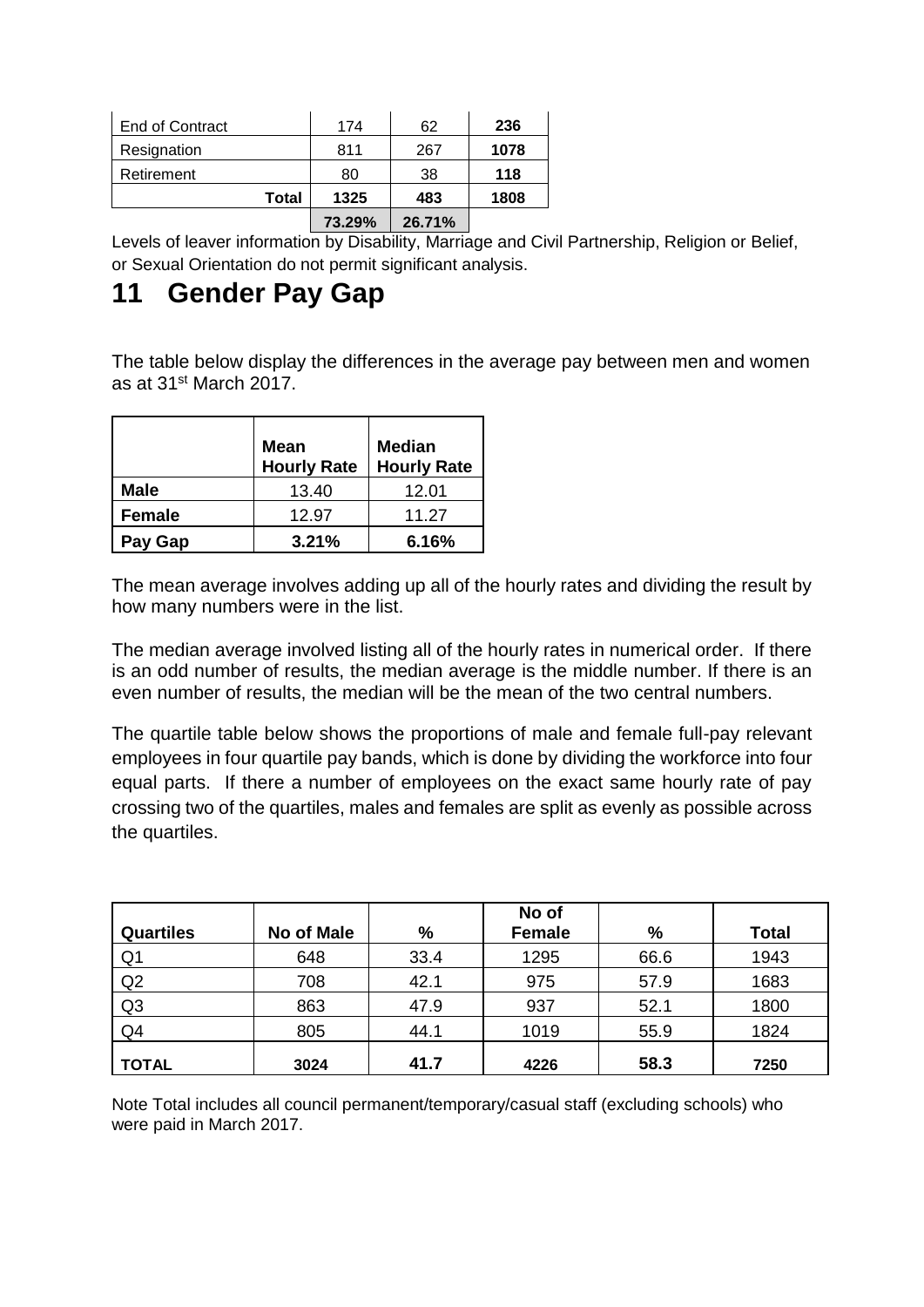| | | | |
|---|---|---|---|
| End of Contract | 174 | 62 | **236** |
| Resignation | 811 | 267 | **1078** |
| Retirement | 80 | 38 | **118** |
| **Total** | **1325** | **483** | **1808** |
| | **73.29%** | **26.71%** | |

Levels of leaver information by Disability, Marriage and Civil Partnership, Religion or Belief, or Sexual Orientation do not permit significant analysis.

# 11 Gender Pay Gap

The table below display the differences in the average pay between men and women as at 31st March 2017.

| | Mean Hourly Rate | Median Hourly Rate |
|---|---|---|
| **Male** | 13.40 | 12.01 |
| **Female** | 12.97 | 11.27 |
| **Pay Gap** | **3.21%** | **6.16%** |

The mean average involves adding up all of the hourly rates and dividing the result by how many numbers were in the list.

The median average involved listing all of the hourly rates in numerical order. If there is an odd number of results, the median average is the middle number. If there is an even number of results, the median will be the mean of the two central numbers.

The quartile table below shows the proportions of male and female full-pay relevant employees in four quartile pay bands, which is done by dividing the workforce into four equal parts. If there a number of employees on the exact same hourly rate of pay crossing two of the quartiles, males and females are split as evenly as possible across the quartiles.

| Quartiles | No of Male | % | No of Female | % | Total |
|---|---|---|---|---|---|
| Q1 | 648 | 33.4 | 1295 | 66.6 | 1943 |
| Q2 | 708 | 42.1 | 975 | 57.9 | 1683 |
| Q3 | 863 | 47.9 | 937 | 52.1 | 1800 |
| Q4 | 805 | 44.1 | 1019 | 55.9 | 1824 |
| **TOTAL** | **3024** | **41.7** | **4226** | **58.3** | **7250** |

Note Total includes all council permanent/temporary/casual staff (excluding schools) who were paid in March 2017.